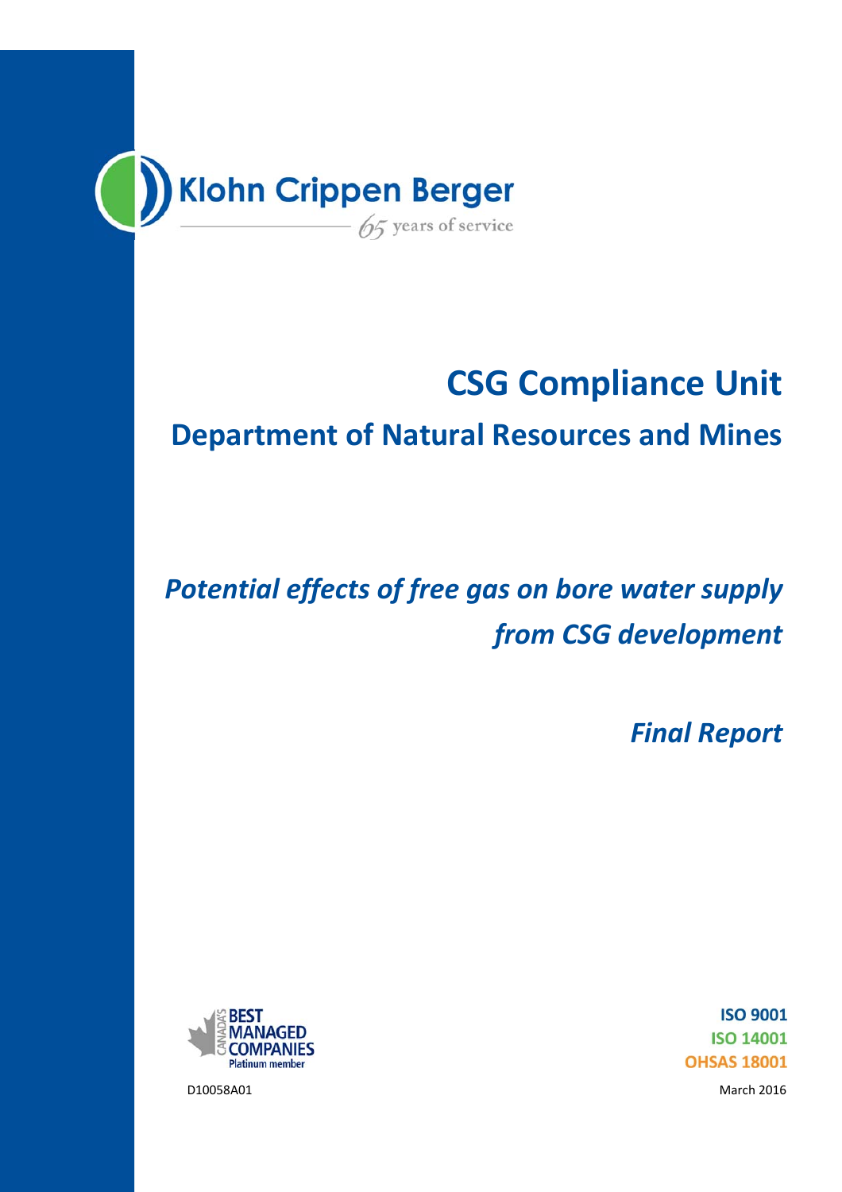Klohn Crippen Berger

65 years of service

# CSG Compliance Unit

## Department of Natural Resources and Mines

## *Potential effects of free gas on bore water supply from CSG development*

## *Final Report*

BEST MANAGED COMPANIES Platinum member

ISO 9001

ISO 14001

OHSAS 18001

D10058A01

March 2016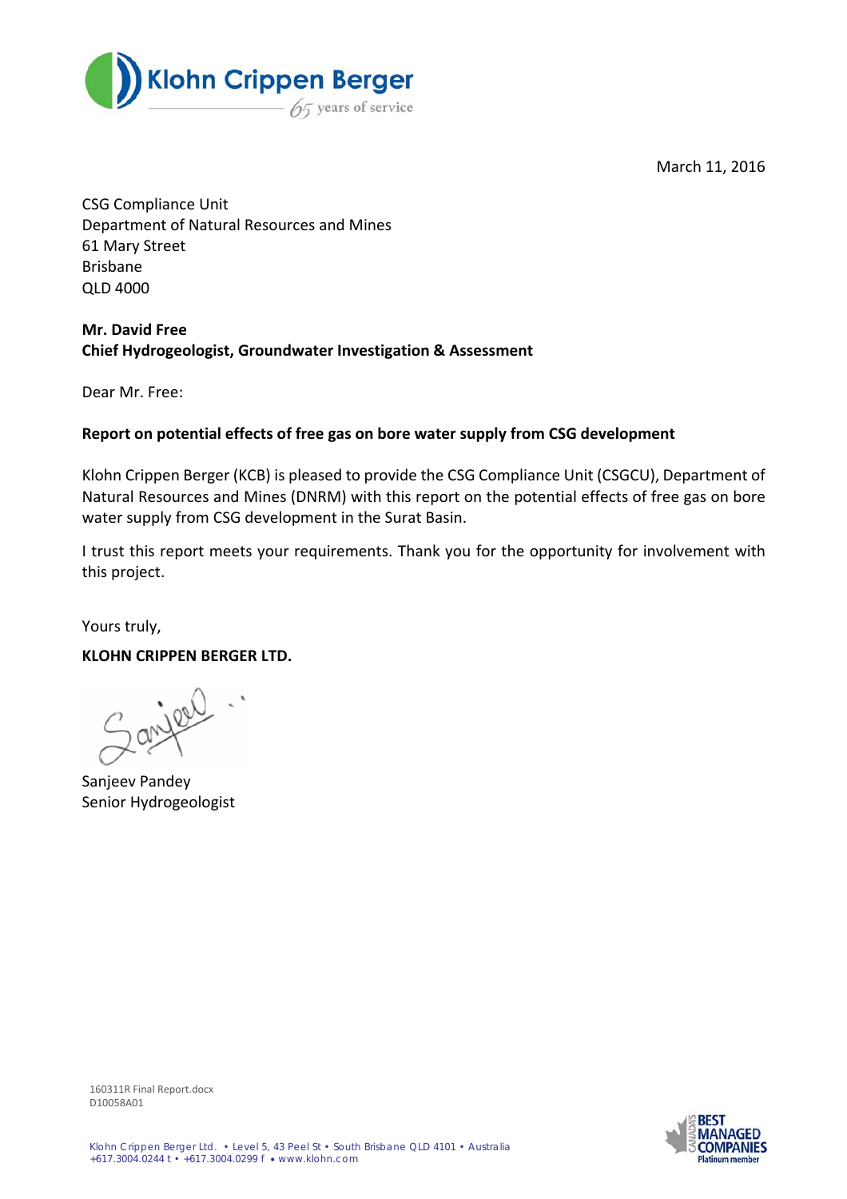Klohn Crippen Berger

65 years of service

March 11, 2016

CSG Compliance Unit
Department of Natural Resources and Mines
61 Mary Street
Brisbane
QLD 4000

**Mr. David Free**
**Chief Hydrogeologist, Groundwater Investigation & Assessment**

Dear Mr. Free:

**Report on potential effects of free gas on bore water supply from CSG development**

Klohn Crippen Berger (KCB) is pleased to provide the CSG Compliance Unit (CSGCU), Department of Natural Resources and Mines (DNRM) with this report on the potential effects of free gas on bore water supply from CSG development in the Surat Basin.

I trust this report meets your requirements. Thank you for the opportunity for involvement with this project.

Yours truly,

**KLOHN CRIPPEN BERGER LTD.**

Sanjeev Pandey
Senior Hydrogeologist

160311R Final Report.docx
D10058A01

Klohn Crippen Berger Ltd. • Level 5, 43 Peel St • South Brisbane QLD 4101 • Australia
+617.3004.0244 t • +617.3004.0299 f • www.klohn.com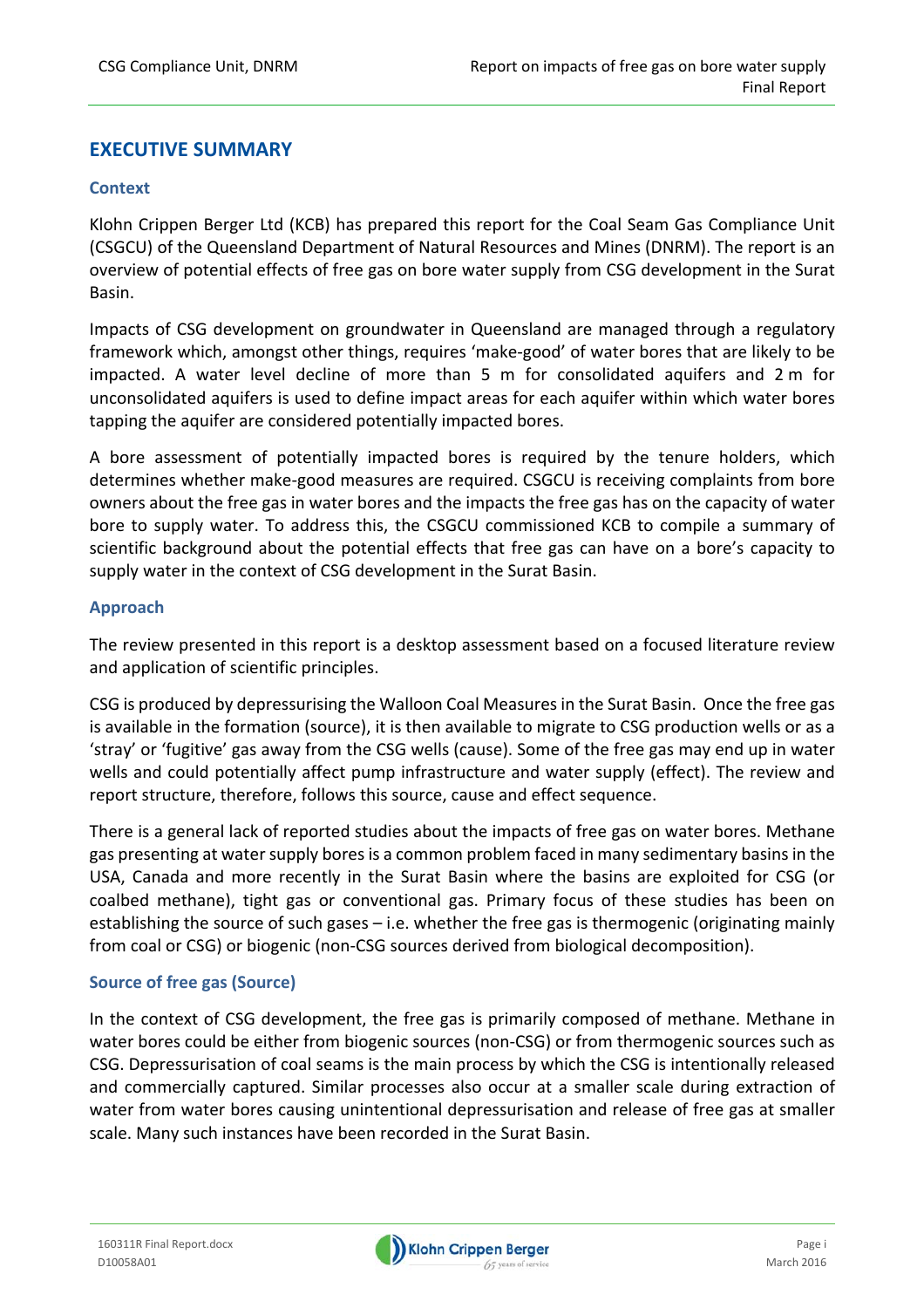# EXECUTIVE SUMMARY

## Context

Klohn Crippen Berger Ltd (KCB) has prepared this report for the Coal Seam Gas Compliance Unit (CSGCU) of the Queensland Department of Natural Resources and Mines (DNRM). The report is an overview of potential effects of free gas on bore water supply from CSG development in the Surat Basin.

Impacts of CSG development on groundwater in Queensland are managed through a regulatory framework which, amongst other things, requires 'make-good' of water bores that are likely to be impacted. A water level decline of more than 5 m for consolidated aquifers and 2 m for unconsolidated aquifers is used to define impact areas for each aquifer within which water bores tapping the aquifer are considered potentially impacted bores.

A bore assessment of potentially impacted bores is required by the tenure holders, which determines whether make-good measures are required. CSGCU is receiving complaints from bore owners about the free gas in water bores and the impacts the free gas has on the capacity of water bore to supply water. To address this, the CSGCU commissioned KCB to compile a summary of scientific background about the potential effects that free gas can have on a bore's capacity to supply water in the context of CSG development in the Surat Basin.

## Approach

The review presented in this report is a desktop assessment based on a focused literature review and application of scientific principles.

CSG is produced by depressurising the Walloon Coal Measures in the Surat Basin. Once the free gas is available in the formation (source), it is then available to migrate to CSG production wells or as a 'stray' or 'fugitive' gas away from the CSG wells (cause). Some of the free gas may end up in water wells and could potentially affect pump infrastructure and water supply (effect). The review and report structure, therefore, follows this source, cause and effect sequence.

There is a general lack of reported studies about the impacts of free gas on water bores. Methane gas presenting at water supply bores is a common problem faced in many sedimentary basins in the USA, Canada and more recently in the Surat Basin where the basins are exploited for CSG (or coalbed methane), tight gas or conventional gas. Primary focus of these studies has been on establishing the source of such gases – i.e. whether the free gas is thermogenic (originating mainly from coal or CSG) or biogenic (non-CSG sources derived from biological decomposition).

## Source of free gas (Source)

In the context of CSG development, the free gas is primarily composed of methane. Methane in water bores could be either from biogenic sources (non-CSG) or from thermogenic sources such as CSG. Depressurisation of coal seams is the main process by which the CSG is intentionally released and commercially captured. Similar processes also occur at a smaller scale during extraction of water from water bores causing unintentional depressurisation and release of free gas at smaller scale. Many such instances have been recorded in the Surat Basin.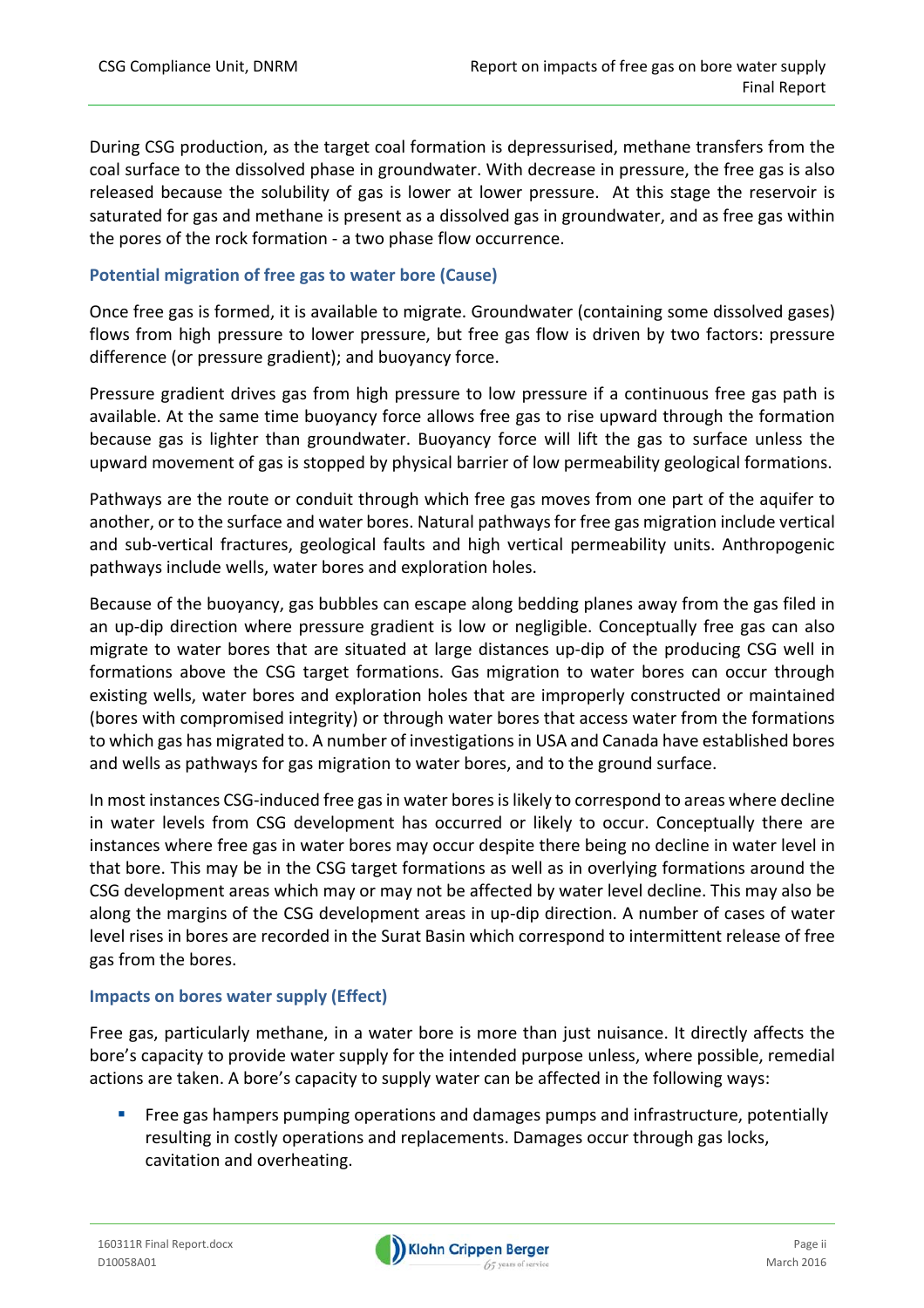During CSG production, as the target coal formation is depressurised, methane transfers from the coal surface to the dissolved phase in groundwater. With decrease in pressure, the free gas is also released because the solubility of gas is lower at lower pressure. At this stage the reservoir is saturated for gas and methane is present as a dissolved gas in groundwater, and as free gas within the pores of the rock formation - a two phase flow occurrence.

### Potential migration of free gas to water bore (Cause)

Once free gas is formed, it is available to migrate. Groundwater (containing some dissolved gases) flows from high pressure to lower pressure, but free gas flow is driven by two factors: pressure difference (or pressure gradient); and buoyancy force.

Pressure gradient drives gas from high pressure to low pressure if a continuous free gas path is available. At the same time buoyancy force allows free gas to rise upward through the formation because gas is lighter than groundwater. Buoyancy force will lift the gas to surface unless the upward movement of gas is stopped by physical barrier of low permeability geological formations.

Pathways are the route or conduit through which free gas moves from one part of the aquifer to another, or to the surface and water bores. Natural pathways for free gas migration include vertical and sub-vertical fractures, geological faults and high vertical permeability units. Anthropogenic pathways include wells, water bores and exploration holes.

Because of the buoyancy, gas bubbles can escape along bedding planes away from the gas filed in an up-dip direction where pressure gradient is low or negligible. Conceptually free gas can also migrate to water bores that are situated at large distances up-dip of the producing CSG well in formations above the CSG target formations. Gas migration to water bores can occur through existing wells, water bores and exploration holes that are improperly constructed or maintained (bores with compromised integrity) or through water bores that access water from the formations to which gas has migrated to. A number of investigations in USA and Canada have established bores and wells as pathways for gas migration to water bores, and to the ground surface.

In most instances CSG-induced free gas in water bores is likely to correspond to areas where decline in water levels from CSG development has occurred or likely to occur. Conceptually there are instances where free gas in water bores may occur despite there being no decline in water level in that bore. This may be in the CSG target formations as well as in overlying formations around the CSG development areas which may or may not be affected by water level decline. This may also be along the margins of the CSG development areas in up-dip direction. A number of cases of water level rises in bores are recorded in the Surat Basin which correspond to intermittent release of free gas from the bores.

### Impacts on bores water supply (Effect)

Free gas, particularly methane, in a water bore is more than just nuisance. It directly affects the bore's capacity to provide water supply for the intended purpose unless, where possible, remedial actions are taken. A bore's capacity to supply water can be affected in the following ways:

- Free gas hampers pumping operations and damages pumps and infrastructure, potentially resulting in costly operations and replacements. Damages occur through gas locks, cavitation and overheating.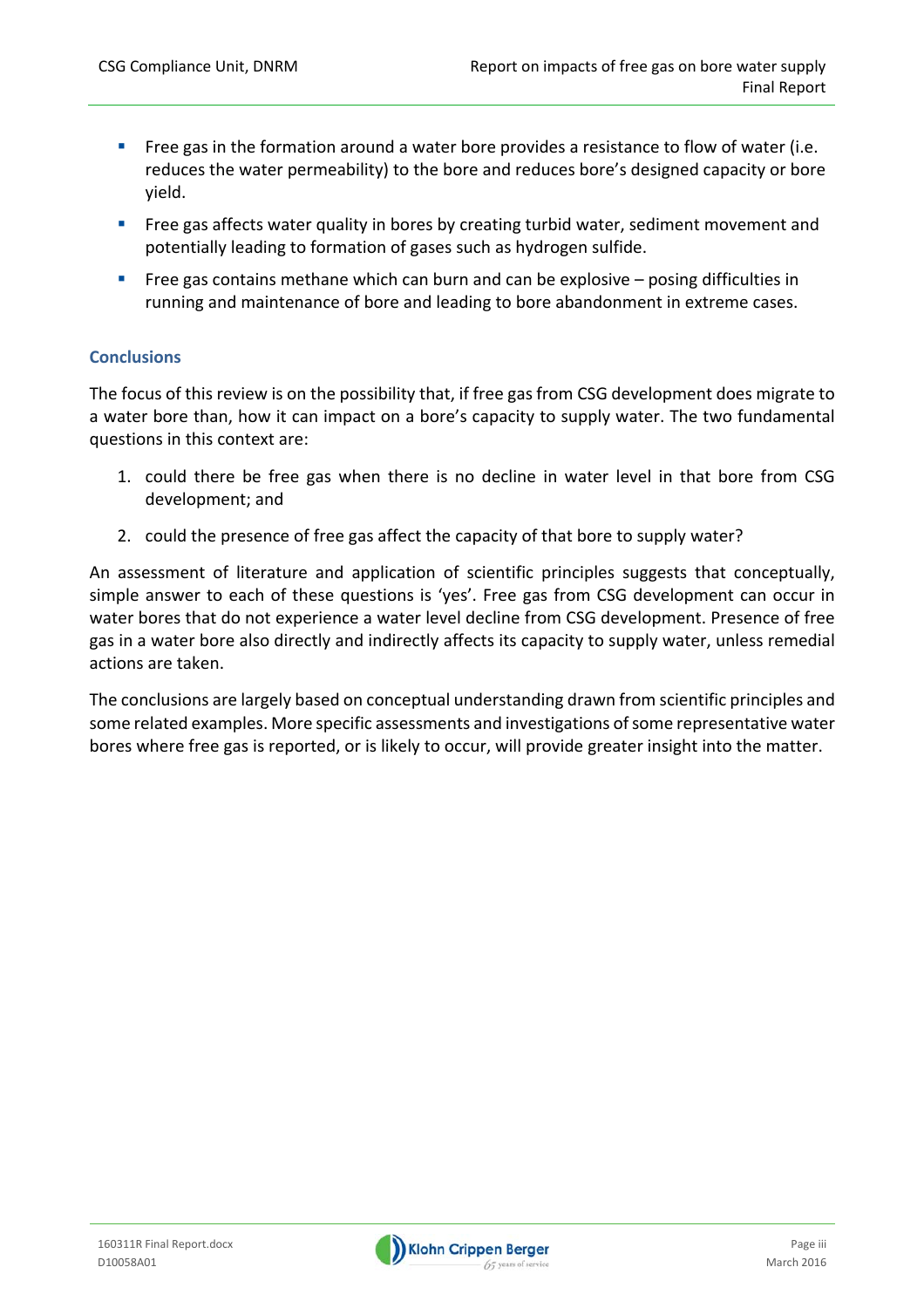- Free gas in the formation around a water bore provides a resistance to flow of water (i.e. reduces the water permeability) to the bore and reduces bore's designed capacity or bore yield.
- Free gas affects water quality in bores by creating turbid water, sediment movement and potentially leading to formation of gases such as hydrogen sulfide.
- Free gas contains methane which can burn and can be explosive – posing difficulties in running and maintenance of bore and leading to bore abandonment in extreme cases.

### Conclusions

The focus of this review is on the possibility that, if free gas from CSG development does migrate to a water bore than, how it can impact on a bore's capacity to supply water. The two fundamental questions in this context are:

1. could there be free gas when there is no decline in water level in that bore from CSG development; and
2. could the presence of free gas affect the capacity of that bore to supply water?

An assessment of literature and application of scientific principles suggests that conceptually, simple answer to each of these questions is 'yes'. Free gas from CSG development can occur in water bores that do not experience a water level decline from CSG development. Presence of free gas in a water bore also directly and indirectly affects its capacity to supply water, unless remedial actions are taken.

The conclusions are largely based on conceptual understanding drawn from scientific principles and some related examples. More specific assessments and investigations of some representative water bores where free gas is reported, or is likely to occur, will provide greater insight into the matter.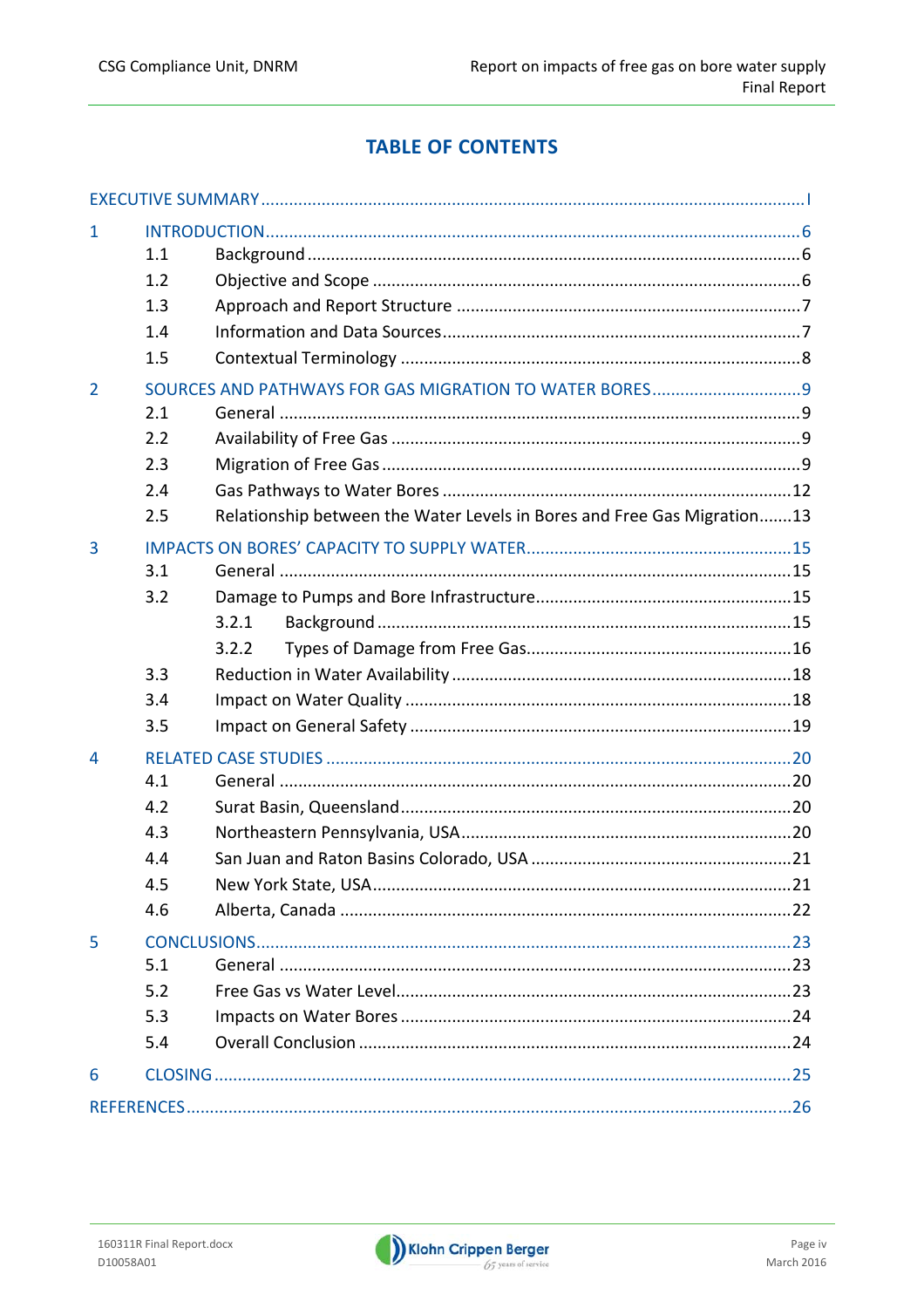# TABLE OF CONTENTS

EXECUTIVE SUMMARY ........................................................................................................ I

1 INTRODUCTION ........................................................................................................ 6
 1.1 Background ........................................................................................................ 6
 1.2 Objective and Scope ........................................................................................................ 6
 1.3 Approach and Report Structure ........................................................................................................ 7
 1.4 Information and Data Sources ........................................................................................................ 7
 1.5 Contextual Terminology ........................................................................................................ 8

2 SOURCES AND PATHWAYS FOR GAS MIGRATION TO WATER BORES ........................................ 9
 2.1 General ........................................................................................................ 9
 2.2 Availability of Free Gas ........................................................................................................ 9
 2.3 Migration of Free Gas ........................................................................................................ 9
 2.4 Gas Pathways to Water Bores ........................................................................................................ 12
 2.5 Relationship between the Water Levels in Bores and Free Gas Migration ........ 13

3 IMPACTS ON BORES' CAPACITY TO SUPPLY WATER ........................................................ 15
 3.1 General ........................................................................................................ 15
 3.2 Damage to Pumps and Bore Infrastructure ........................................................ 15
  3.2.1 Background ........................................................................................................ 15
  3.2.2 Types of Damage from Free Gas ........................................................................ 16
 3.3 Reduction in Water Availability ........................................................................................................ 18
 3.4 Impact on Water Quality ........................................................................................................ 18
 3.5 Impact on General Safety ........................................................................................................ 19

4 RELATED CASE STUDIES ........................................................................................................ 20
 4.1 General ........................................................................................................ 20
 4.2 Surat Basin, Queensland ........................................................................................................ 20
 4.3 Northeastern Pennsylvania, USA ........................................................................................................ 20
 4.4 San Juan and Raton Basins Colorado, USA ........................................................................ 21
 4.5 New York State, USA ........................................................................................................ 21
 4.6 Alberta, Canada ........................................................................................................ 22

5 CONCLUSIONS ........................................................................................................ 23
 5.1 General ........................................................................................................ 23
 5.2 Free Gas vs Water Level ........................................................................................................ 23
 5.3 Impacts on Water Bores ........................................................................................................ 24
 5.4 Overall Conclusion ........................................................................................................ 24

6 CLOSING ........................................................................................................ 25

REFERENCES ........................................................................................................ 26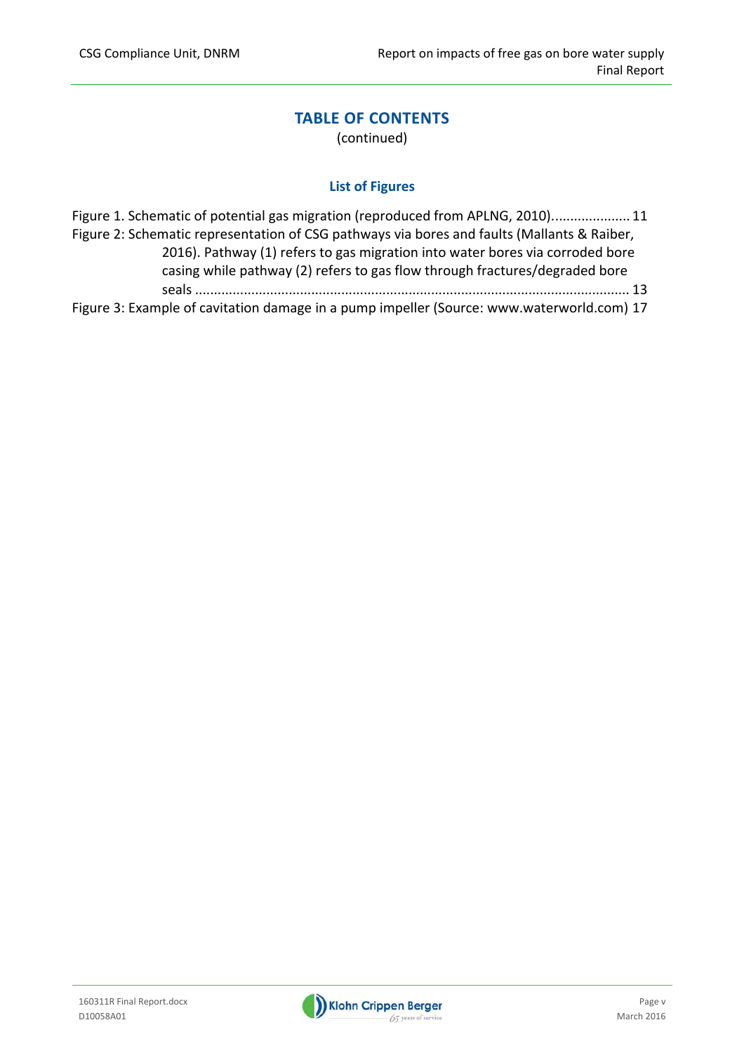# TABLE OF CONTENTS

(continued)

## List of Figures

Figure 1. Schematic of potential gas migration (reproduced from APLNG, 2010).................... 11

Figure 2: Schematic representation of CSG pathways via bores and faults (Mallants & Raiber, 2016). Pathway (1) refers to gas migration into water bores via corroded bore casing while pathway (2) refers to gas flow through fractures/degraded bore seals ................................................................................................................ 13

Figure 3: Example of cavitation damage in a pump impeller (Source: www.waterworld.com) 17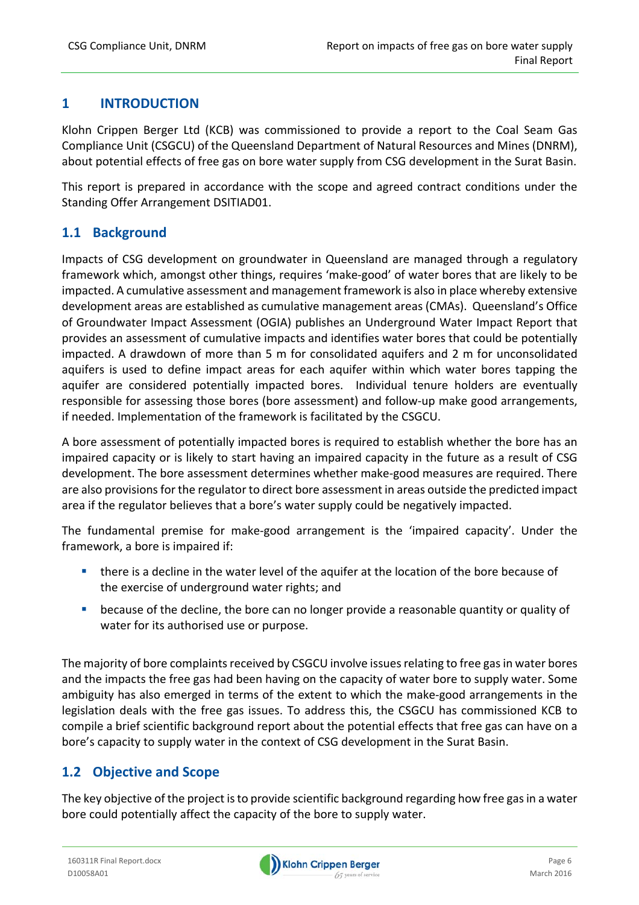# 1 INTRODUCTION

Klohn Crippen Berger Ltd (KCB) was commissioned to provide a report to the Coal Seam Gas Compliance Unit (CSGCU) of the Queensland Department of Natural Resources and Mines (DNRM), about potential effects of free gas on bore water supply from CSG development in the Surat Basin.

This report is prepared in accordance with the scope and agreed contract conditions under the Standing Offer Arrangement DSITIAD01.

## 1.1 Background

Impacts of CSG development on groundwater in Queensland are managed through a regulatory framework which, amongst other things, requires 'make-good' of water bores that are likely to be impacted. A cumulative assessment and management framework is also in place whereby extensive development areas are established as cumulative management areas (CMAs). Queensland's Office of Groundwater Impact Assessment (OGIA) publishes an Underground Water Impact Report that provides an assessment of cumulative impacts and identifies water bores that could be potentially impacted. A drawdown of more than 5 m for consolidated aquifers and 2 m for unconsolidated aquifers is used to define impact areas for each aquifer within which water bores tapping the aquifer are considered potentially impacted bores. Individual tenure holders are eventually responsible for assessing those bores (bore assessment) and follow-up make good arrangements, if needed. Implementation of the framework is facilitated by the CSGCU.

A bore assessment of potentially impacted bores is required to establish whether the bore has an impaired capacity or is likely to start having an impaired capacity in the future as a result of CSG development. The bore assessment determines whether make-good measures are required. There are also provisions for the regulator to direct bore assessment in areas outside the predicted impact area if the regulator believes that a bore's water supply could be negatively impacted.

The fundamental premise for make-good arrangement is the 'impaired capacity'. Under the framework, a bore is impaired if:

- there is a decline in the water level of the aquifer at the location of the bore because of the exercise of underground water rights; and
- because of the decline, the bore can no longer provide a reasonable quantity or quality of water for its authorised use or purpose.

The majority of bore complaints received by CSGCU involve issues relating to free gas in water bores and the impacts the free gas had been having on the capacity of water bore to supply water. Some ambiguity has also emerged in terms of the extent to which the make-good arrangements in the legislation deals with the free gas issues. To address this, the CSGCU has commissioned KCB to compile a brief scientific background report about the potential effects that free gas can have on a bore's capacity to supply water in the context of CSG development in the Surat Basin.

## 1.2 Objective and Scope

The key objective of the project is to provide scientific background regarding how free gas in a water bore could potentially affect the capacity of the bore to supply water.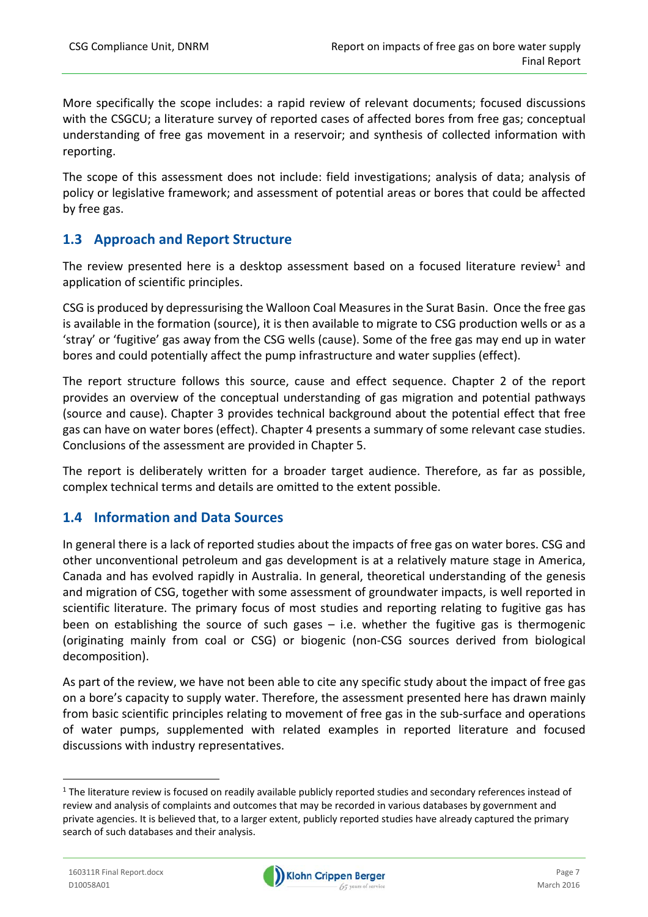More specifically the scope includes: a rapid review of relevant documents; focused discussions with the CSGCU; a literature survey of reported cases of affected bores from free gas; conceptual understanding of free gas movement in a reservoir; and synthesis of collected information with reporting.

The scope of this assessment does not include: field investigations; analysis of data; analysis of policy or legislative framework; and assessment of potential areas or bores that could be affected by free gas.

## 1.3 Approach and Report Structure

The review presented here is a desktop assessment based on a focused literature review[1] and application of scientific principles.

CSG is produced by depressurising the Walloon Coal Measures in the Surat Basin. Once the free gas is available in the formation (source), it is then available to migrate to CSG production wells or as a 'stray' or 'fugitive' gas away from the CSG wells (cause). Some of the free gas may end up in water bores and could potentially affect the pump infrastructure and water supplies (effect).

The report structure follows this source, cause and effect sequence. Chapter 2 of the report provides an overview of the conceptual understanding of gas migration and potential pathways (source and cause). Chapter 3 provides technical background about the potential effect that free gas can have on water bores (effect). Chapter 4 presents a summary of some relevant case studies. Conclusions of the assessment are provided in Chapter 5.

The report is deliberately written for a broader target audience. Therefore, as far as possible, complex technical terms and details are omitted to the extent possible.

## 1.4 Information and Data Sources

In general there is a lack of reported studies about the impacts of free gas on water bores. CSG and other unconventional petroleum and gas development is at a relatively mature stage in America, Canada and has evolved rapidly in Australia. In general, theoretical understanding of the genesis and migration of CSG, together with some assessment of groundwater impacts, is well reported in scientific literature. The primary focus of most studies and reporting relating to fugitive gas has been on establishing the source of such gases – i.e. whether the fugitive gas is thermogenic (originating mainly from coal or CSG) or biogenic (non-CSG sources derived from biological decomposition).

As part of the review, we have not been able to cite any specific study about the impact of free gas on a bore's capacity to supply water. Therefore, the assessment presented here has drawn mainly from basic scientific principles relating to movement of free gas in the sub-surface and operations of water pumps, supplemented with related examples in reported literature and focused discussions with industry representatives.

[1] The literature review is focused on readily available publicly reported studies and secondary references instead of review and analysis of complaints and outcomes that may be recorded in various databases by government and private agencies. It is believed that, to a larger extent, publicly reported studies have already captured the primary search of such databases and their analysis.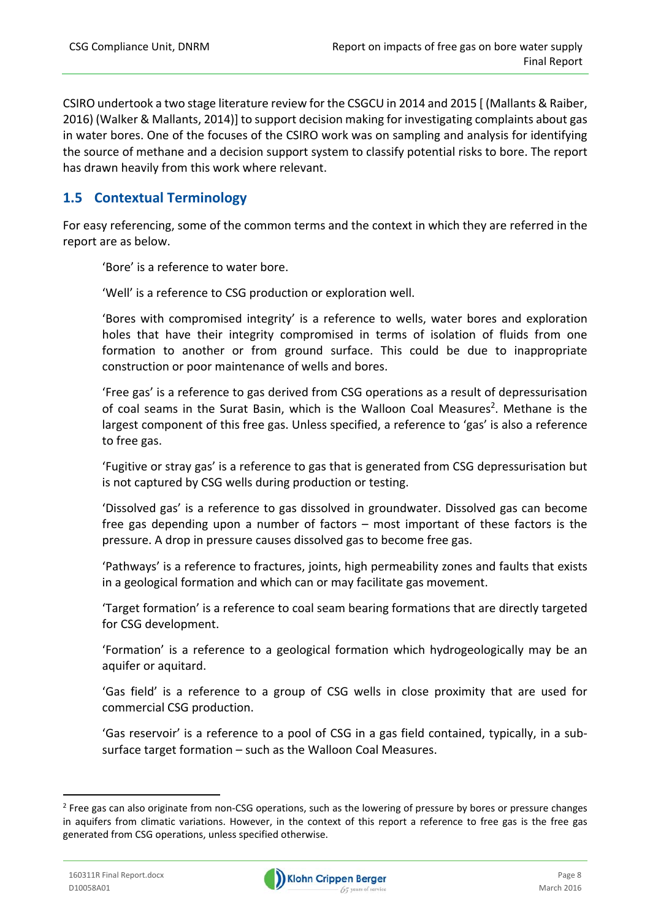CSIRO undertook a two stage literature review for the CSGCU in 2014 and 2015 [ (Mallants & Raiber, 2016) (Walker & Mallants, 2014)] to support decision making for investigating complaints about gas in water bores. One of the focuses of the CSIRO work was on sampling and analysis for identifying the source of methane and a decision support system to classify potential risks to bore. The report has drawn heavily from this work where relevant.

## 1.5 Contextual Terminology

For easy referencing, some of the common terms and the context in which they are referred in the report are as below.

'Bore' is a reference to water bore.

'Well' is a reference to CSG production or exploration well.

'Bores with compromised integrity' is a reference to wells, water bores and exploration holes that have their integrity compromised in terms of isolation of fluids from one formation to another or from ground surface. This could be due to inappropriate construction or poor maintenance of wells and bores.

'Free gas' is a reference to gas derived from CSG operations as a result of depressurisation of coal seams in the Surat Basin, which is the Walloon Coal Measures[2]. Methane is the largest component of this free gas. Unless specified, a reference to 'gas' is also a reference to free gas.

'Fugitive or stray gas' is a reference to gas that is generated from CSG depressurisation but is not captured by CSG wells during production or testing.

'Dissolved gas' is a reference to gas dissolved in groundwater. Dissolved gas can become free gas depending upon a number of factors – most important of these factors is the pressure. A drop in pressure causes dissolved gas to become free gas.

'Pathways' is a reference to fractures, joints, high permeability zones and faults that exists in a geological formation and which can or may facilitate gas movement.

'Target formation' is a reference to coal seam bearing formations that are directly targeted for CSG development.

'Formation' is a reference to a geological formation which hydrogeologically may be an aquifer or aquitard.

'Gas field' is a reference to a group of CSG wells in close proximity that are used for commercial CSG production.

'Gas reservoir' is a reference to a pool of CSG in a gas field contained, typically, in a sub-surface target formation – such as the Walloon Coal Measures.

---

[2] Free gas can also originate from non-CSG operations, such as the lowering of pressure by bores or pressure changes in aquifers from climatic variations. However, in the context of this report a reference to free gas is the free gas generated from CSG operations, unless specified otherwise.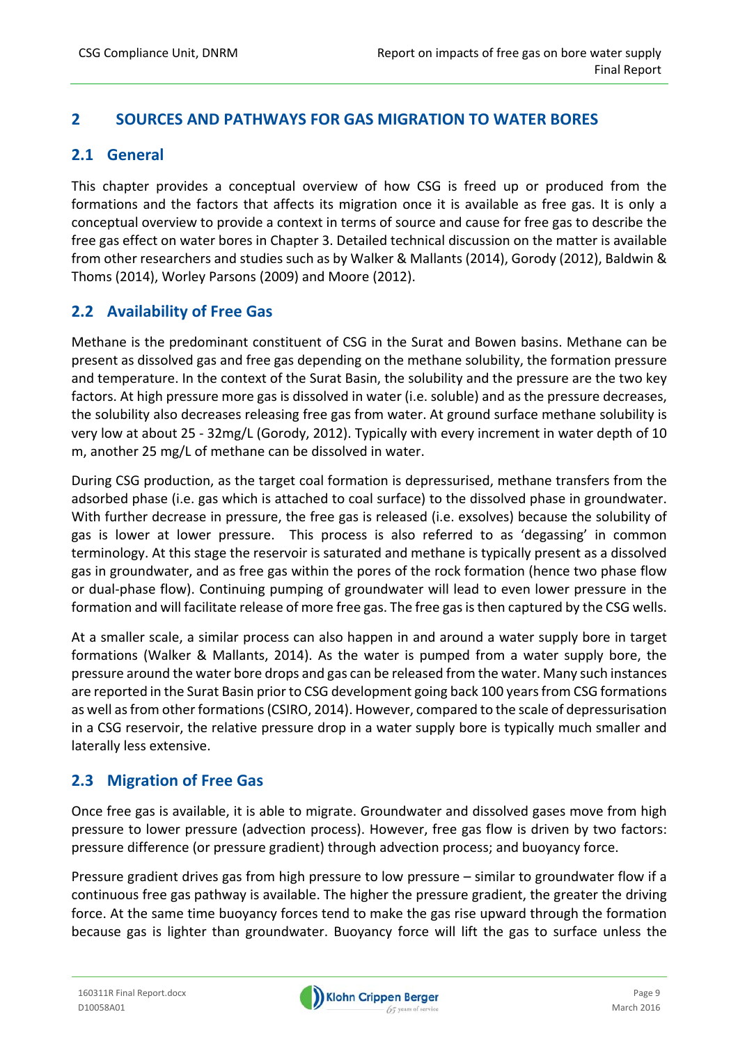# 2 SOURCES AND PATHWAYS FOR GAS MIGRATION TO WATER BORES

## 2.1 General

This chapter provides a conceptual overview of how CSG is freed up or produced from the formations and the factors that affects its migration once it is available as free gas. It is only a conceptual overview to provide a context in terms of source and cause for free gas to describe the free gas effect on water bores in Chapter 3. Detailed technical discussion on the matter is available from other researchers and studies such as by Walker & Mallants (2014), Gorody (2012), Baldwin & Thoms (2014), Worley Parsons (2009) and Moore (2012).

## 2.2 Availability of Free Gas

Methane is the predominant constituent of CSG in the Surat and Bowen basins. Methane can be present as dissolved gas and free gas depending on the methane solubility, the formation pressure and temperature. In the context of the Surat Basin, the solubility and the pressure are the two key factors. At high pressure more gas is dissolved in water (i.e. soluble) and as the pressure decreases, the solubility also decreases releasing free gas from water. At ground surface methane solubility is very low at about 25 - 32mg/L (Gorody, 2012). Typically with every increment in water depth of 10 m, another 25 mg/L of methane can be dissolved in water.

During CSG production, as the target coal formation is depressurised, methane transfers from the adsorbed phase (i.e. gas which is attached to coal surface) to the dissolved phase in groundwater. With further decrease in pressure, the free gas is released (i.e. exsolves) because the solubility of gas is lower at lower pressure. This process is also referred to as 'degassing' in common terminology. At this stage the reservoir is saturated and methane is typically present as a dissolved gas in groundwater, and as free gas within the pores of the rock formation (hence two phase flow or dual-phase flow). Continuing pumping of groundwater will lead to even lower pressure in the formation and will facilitate release of more free gas. The free gas is then captured by the CSG wells.

At a smaller scale, a similar process can also happen in and around a water supply bore in target formations (Walker & Mallants, 2014). As the water is pumped from a water supply bore, the pressure around the water bore drops and gas can be released from the water. Many such instances are reported in the Surat Basin prior to CSG development going back 100 years from CSG formations as well as from other formations (CSIRO, 2014). However, compared to the scale of depressurisation in a CSG reservoir, the relative pressure drop in a water supply bore is typically much smaller and laterally less extensive.

## 2.3 Migration of Free Gas

Once free gas is available, it is able to migrate. Groundwater and dissolved gases move from high pressure to lower pressure (advection process). However, free gas flow is driven by two factors: pressure difference (or pressure gradient) through advection process; and buoyancy force.

Pressure gradient drives gas from high pressure to low pressure – similar to groundwater flow if a continuous free gas pathway is available. The higher the pressure gradient, the greater the driving force. At the same time buoyancy forces tend to make the gas rise upward through the formation because gas is lighter than groundwater. Buoyancy force will lift the gas to surface unless the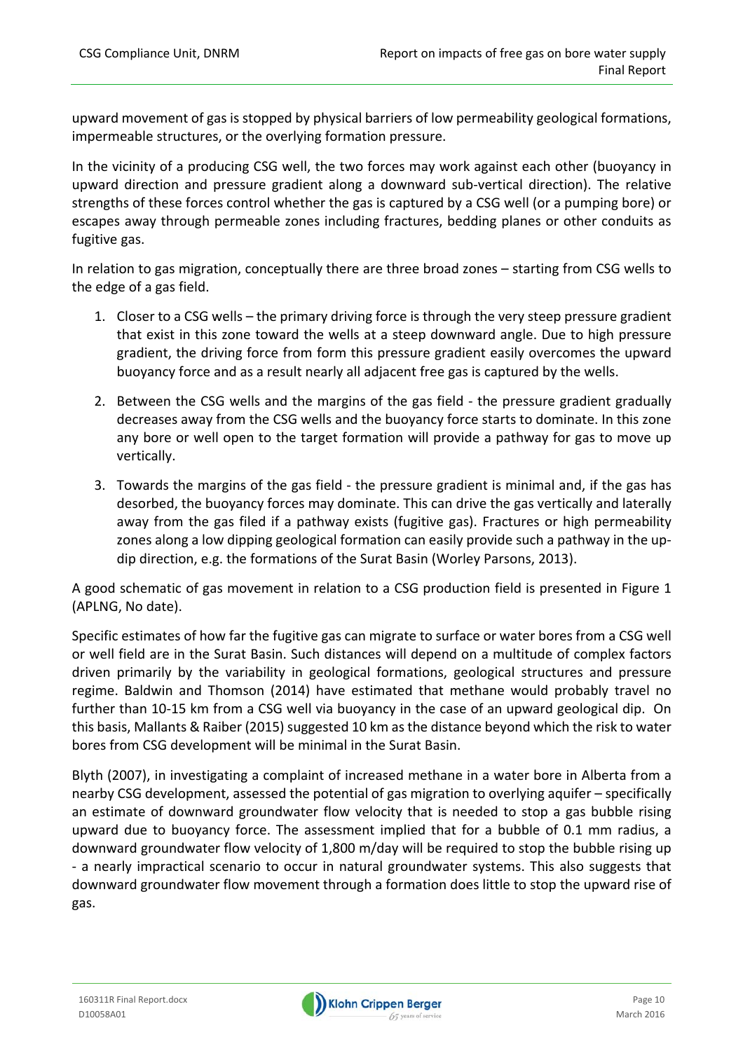upward movement of gas is stopped by physical barriers of low permeability geological formations, impermeable structures, or the overlying formation pressure.

In the vicinity of a producing CSG well, the two forces may work against each other (buoyancy in upward direction and pressure gradient along a downward sub-vertical direction). The relative strengths of these forces control whether the gas is captured by a CSG well (or a pumping bore) or escapes away through permeable zones including fractures, bedding planes or other conduits as fugitive gas.

In relation to gas migration, conceptually there are three broad zones – starting from CSG wells to the edge of a gas field.

1. Closer to a CSG wells – the primary driving force is through the very steep pressure gradient that exist in this zone toward the wells at a steep downward angle. Due to high pressure gradient, the driving force from form this pressure gradient easily overcomes the upward buoyancy force and as a result nearly all adjacent free gas is captured by the wells.
2. Between the CSG wells and the margins of the gas field - the pressure gradient gradually decreases away from the CSG wells and the buoyancy force starts to dominate. In this zone any bore or well open to the target formation will provide a pathway for gas to move up vertically.
3. Towards the margins of the gas field - the pressure gradient is minimal and, if the gas has desorbed, the buoyancy forces may dominate. This can drive the gas vertically and laterally away from the gas filed if a pathway exists (fugitive gas). Fractures or high permeability zones along a low dipping geological formation can easily provide such a pathway in the up-dip direction, e.g. the formations of the Surat Basin (Worley Parsons, 2013).

A good schematic of gas movement in relation to a CSG production field is presented in Figure 1 (APLNG, No date).

Specific estimates of how far the fugitive gas can migrate to surface or water bores from a CSG well or well field are in the Surat Basin. Such distances will depend on a multitude of complex factors driven primarily by the variability in geological formations, geological structures and pressure regime. Baldwin and Thomson (2014) have estimated that methane would probably travel no further than 10-15 km from a CSG well via buoyancy in the case of an upward geological dip. On this basis, Mallants & Raiber (2015) suggested 10 km as the distance beyond which the risk to water bores from CSG development will be minimal in the Surat Basin.

Blyth (2007), in investigating a complaint of increased methane in a water bore in Alberta from a nearby CSG development, assessed the potential of gas migration to overlying aquifer – specifically an estimate of downward groundwater flow velocity that is needed to stop a gas bubble rising upward due to buoyancy force. The assessment implied that for a bubble of 0.1 mm radius, a downward groundwater flow velocity of 1,800 m/day will be required to stop the bubble rising up - a nearly impractical scenario to occur in natural groundwater systems. This also suggests that downward groundwater flow movement through a formation does little to stop the upward rise of gas.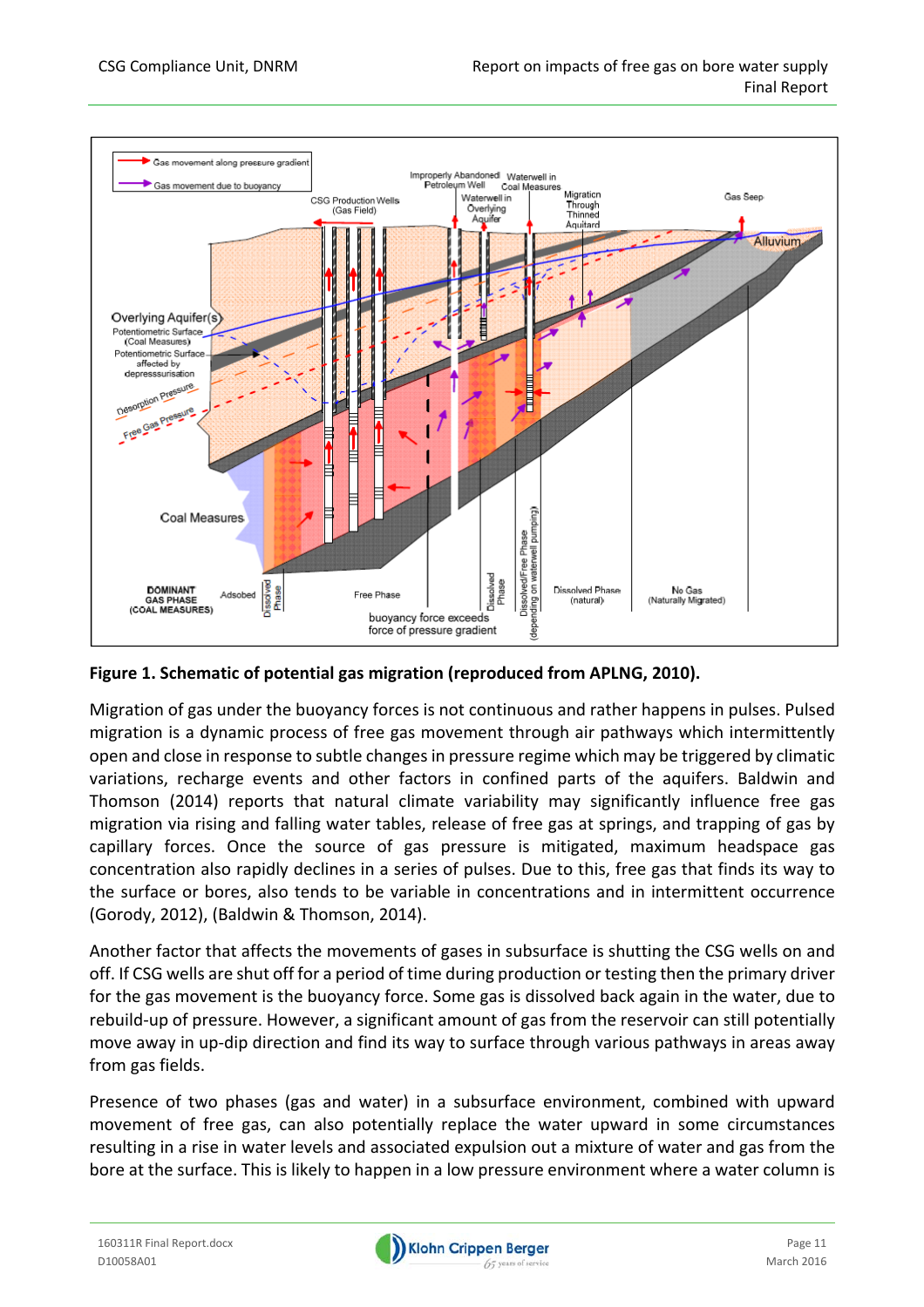**Figure 1. Schematic of potential gas migration (reproduced from APLNG, 2010).**

Migration of gas under the buoyancy forces is not continuous and rather happens in pulses. Pulsed migration is a dynamic process of free gas movement through air pathways which intermittently open and close in response to subtle changes in pressure regime which may be triggered by climatic variations, recharge events and other factors in confined parts of the aquifers. Baldwin and Thomson (2014) reports that natural climate variability may significantly influence free gas migration via rising and falling water tables, release of free gas at springs, and trapping of gas by capillary forces. Once the source of gas pressure is mitigated, maximum headspace gas concentration also rapidly declines in a series of pulses. Due to this, free gas that finds its way to the surface or bores, also tends to be variable in concentrations and in intermittent occurrence (Gorody, 2012), (Baldwin & Thomson, 2014).

Another factor that affects the movements of gases in subsurface is shutting the CSG wells on and off. If CSG wells are shut off for a period of time during production or testing then the primary driver for the gas movement is the buoyancy force. Some gas is dissolved back again in the water, due to rebuild-up of pressure. However, a significant amount of gas from the reservoir can still potentially move away in up-dip direction and find its way to surface through various pathways in areas away from gas fields.

Presence of two phases (gas and water) in a subsurface environment, combined with upward movement of free gas, can also potentially replace the water upward in some circumstances resulting in a rise in water levels and associated expulsion out a mixture of water and gas from the bore at the surface. This is likely to happen in a low pressure environment where a water column is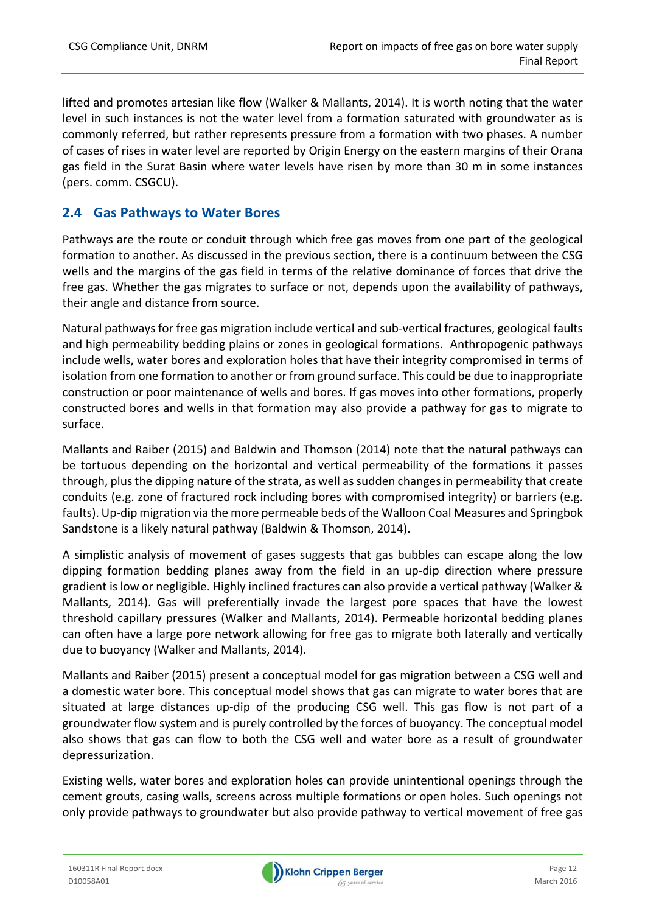lifted and promotes artesian like flow (Walker & Mallants, 2014). It is worth noting that the water level in such instances is not the water level from a formation saturated with groundwater as is commonly referred, but rather represents pressure from a formation with two phases. A number of cases of rises in water level are reported by Origin Energy on the eastern margins of their Orana gas field in the Surat Basin where water levels have risen by more than 30 m in some instances (pers. comm. CSGCU).

## 2.4 Gas Pathways to Water Bores

Pathways are the route or conduit through which free gas moves from one part of the geological formation to another. As discussed in the previous section, there is a continuum between the CSG wells and the margins of the gas field in terms of the relative dominance of forces that drive the free gas. Whether the gas migrates to surface or not, depends upon the availability of pathways, their angle and distance from source.

Natural pathways for free gas migration include vertical and sub-vertical fractures, geological faults and high permeability bedding plains or zones in geological formations. Anthropogenic pathways include wells, water bores and exploration holes that have their integrity compromised in terms of isolation from one formation to another or from ground surface. This could be due to inappropriate construction or poor maintenance of wells and bores. If gas moves into other formations, properly constructed bores and wells in that formation may also provide a pathway for gas to migrate to surface.

Mallants and Raiber (2015) and Baldwin and Thomson (2014) note that the natural pathways can be tortuous depending on the horizontal and vertical permeability of the formations it passes through, plus the dipping nature of the strata, as well as sudden changes in permeability that create conduits (e.g. zone of fractured rock including bores with compromised integrity) or barriers (e.g. faults). Up-dip migration via the more permeable beds of the Walloon Coal Measures and Springbok Sandstone is a likely natural pathway (Baldwin & Thomson, 2014).

A simplistic analysis of movement of gases suggests that gas bubbles can escape along the low dipping formation bedding planes away from the field in an up-dip direction where pressure gradient is low or negligible. Highly inclined fractures can also provide a vertical pathway (Walker & Mallants, 2014). Gas will preferentially invade the largest pore spaces that have the lowest threshold capillary pressures (Walker and Mallants, 2014). Permeable horizontal bedding planes can often have a large pore network allowing for free gas to migrate both laterally and vertically due to buoyancy (Walker and Mallants, 2014).

Mallants and Raiber (2015) present a conceptual model for gas migration between a CSG well and a domestic water bore. This conceptual model shows that gas can migrate to water bores that are situated at large distances up-dip of the producing CSG well. This gas flow is not part of a groundwater flow system and is purely controlled by the forces of buoyancy. The conceptual model also shows that gas can flow to both the CSG well and water bore as a result of groundwater depressurization.

Existing wells, water bores and exploration holes can provide unintentional openings through the cement grouts, casing walls, screens across multiple formations or open holes. Such openings not only provide pathways to groundwater but also provide pathway to vertical movement of free gas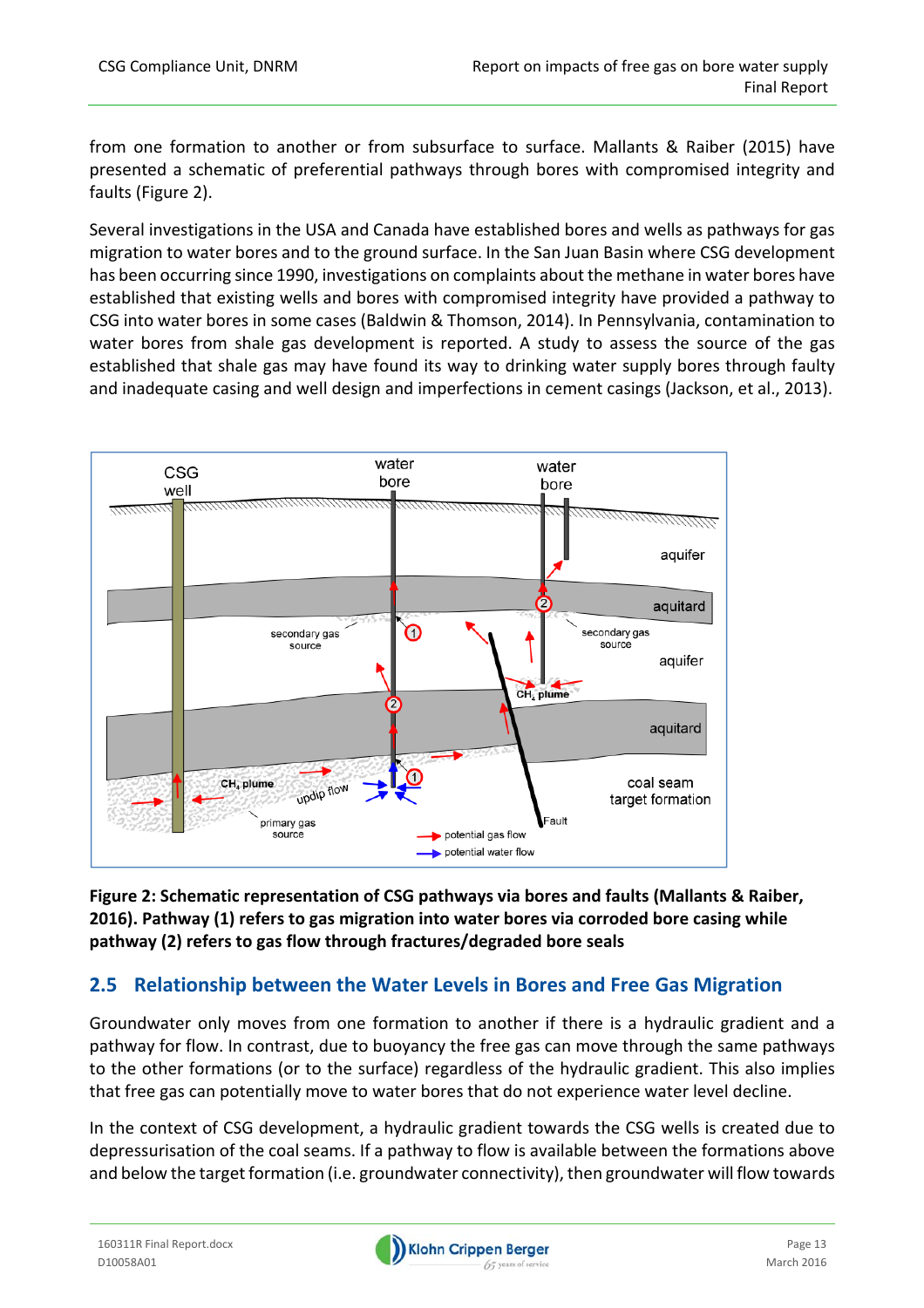from one formation to another or from subsurface to surface. Mallants & Raiber (2015) have presented a schematic of preferential pathways through bores with compromised integrity and faults (Figure 2).

Several investigations in the USA and Canada have established bores and wells as pathways for gas migration to water bores and to the ground surface. In the San Juan Basin where CSG development has been occurring since 1990, investigations on complaints about the methane in water bores have established that existing wells and bores with compromised integrity have provided a pathway to CSG into water bores in some cases (Baldwin & Thomson, 2014). In Pennsylvania, contamination to water bores from shale gas development is reported. A study to assess the source of the gas established that shale gas may have found its way to drinking water supply bores through faulty and inadequate casing and well design and imperfections in cement casings (Jackson, et al., 2013).

**Figure 2: Schematic representation of CSG pathways via bores and faults (Mallants & Raiber, 2016). Pathway (1) refers to gas migration into water bores via corroded bore casing while pathway (2) refers to gas flow through fractures/degraded bore seals**

## 2.5 Relationship between the Water Levels in Bores and Free Gas Migration

Groundwater only moves from one formation to another if there is a hydraulic gradient and a pathway for flow. In contrast, due to buoyancy the free gas can move through the same pathways to the other formations (or to the surface) regardless of the hydraulic gradient. This also implies that free gas can potentially move to water bores that do not experience water level decline.

In the context of CSG development, a hydraulic gradient towards the CSG wells is created due to depressurisation of the coal seams. If a pathway to flow is available between the formations above and below the target formation (i.e. groundwater connectivity), then groundwater will flow towards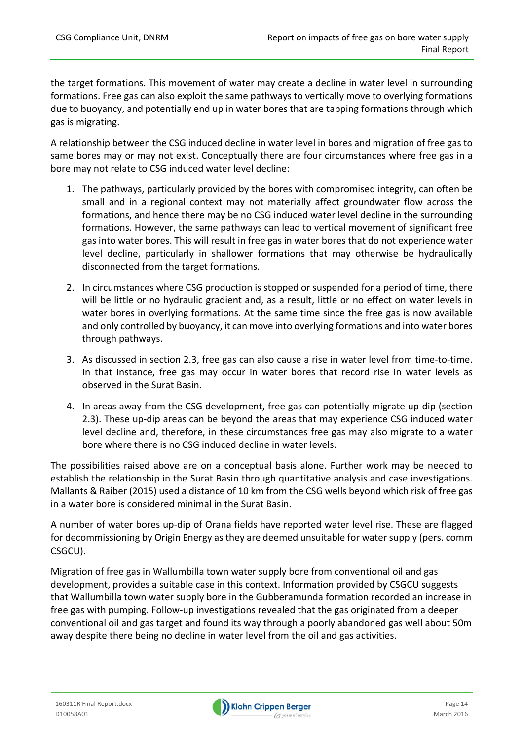the target formations. This movement of water may create a decline in water level in surrounding formations. Free gas can also exploit the same pathways to vertically move to overlying formations due to buoyancy, and potentially end up in water bores that are tapping formations through which gas is migrating.

A relationship between the CSG induced decline in water level in bores and migration of free gas to same bores may or may not exist. Conceptually there are four circumstances where free gas in a bore may not relate to CSG induced water level decline:

1. The pathways, particularly provided by the bores with compromised integrity, can often be small and in a regional context may not materially affect groundwater flow across the formations, and hence there may be no CSG induced water level decline in the surrounding formations. However, the same pathways can lead to vertical movement of significant free gas into water bores. This will result in free gas in water bores that do not experience water level decline, particularly in shallower formations that may otherwise be hydraulically disconnected from the target formations.

2. In circumstances where CSG production is stopped or suspended for a period of time, there will be little or no hydraulic gradient and, as a result, little or no effect on water levels in water bores in overlying formations. At the same time since the free gas is now available and only controlled by buoyancy, it can move into overlying formations and into water bores through pathways.

3. As discussed in section 2.3, free gas can also cause a rise in water level from time-to-time. In that instance, free gas may occur in water bores that record rise in water levels as observed in the Surat Basin.

4. In areas away from the CSG development, free gas can potentially migrate up-dip (section 2.3). These up-dip areas can be beyond the areas that may experience CSG induced water level decline and, therefore, in these circumstances free gas may also migrate to a water bore where there is no CSG induced decline in water levels.

The possibilities raised above are on a conceptual basis alone. Further work may be needed to establish the relationship in the Surat Basin through quantitative analysis and case investigations. Mallants & Raiber (2015) used a distance of 10 km from the CSG wells beyond which risk of free gas in a water bore is considered minimal in the Surat Basin.

A number of water bores up-dip of Orana fields have reported water level rise. These are flagged for decommissioning by Origin Energy as they are deemed unsuitable for water supply (pers. comm CSGCU).

Migration of free gas in Wallumbilla town water supply bore from conventional oil and gas development, provides a suitable case in this context. Information provided by CSGCU suggests that Wallumbilla town water supply bore in the Gubberamunda formation recorded an increase in free gas with pumping. Follow-up investigations revealed that the gas originated from a deeper conventional oil and gas target and found its way through a poorly abandoned gas well about 50m away despite there being no decline in water level from the oil and gas activities.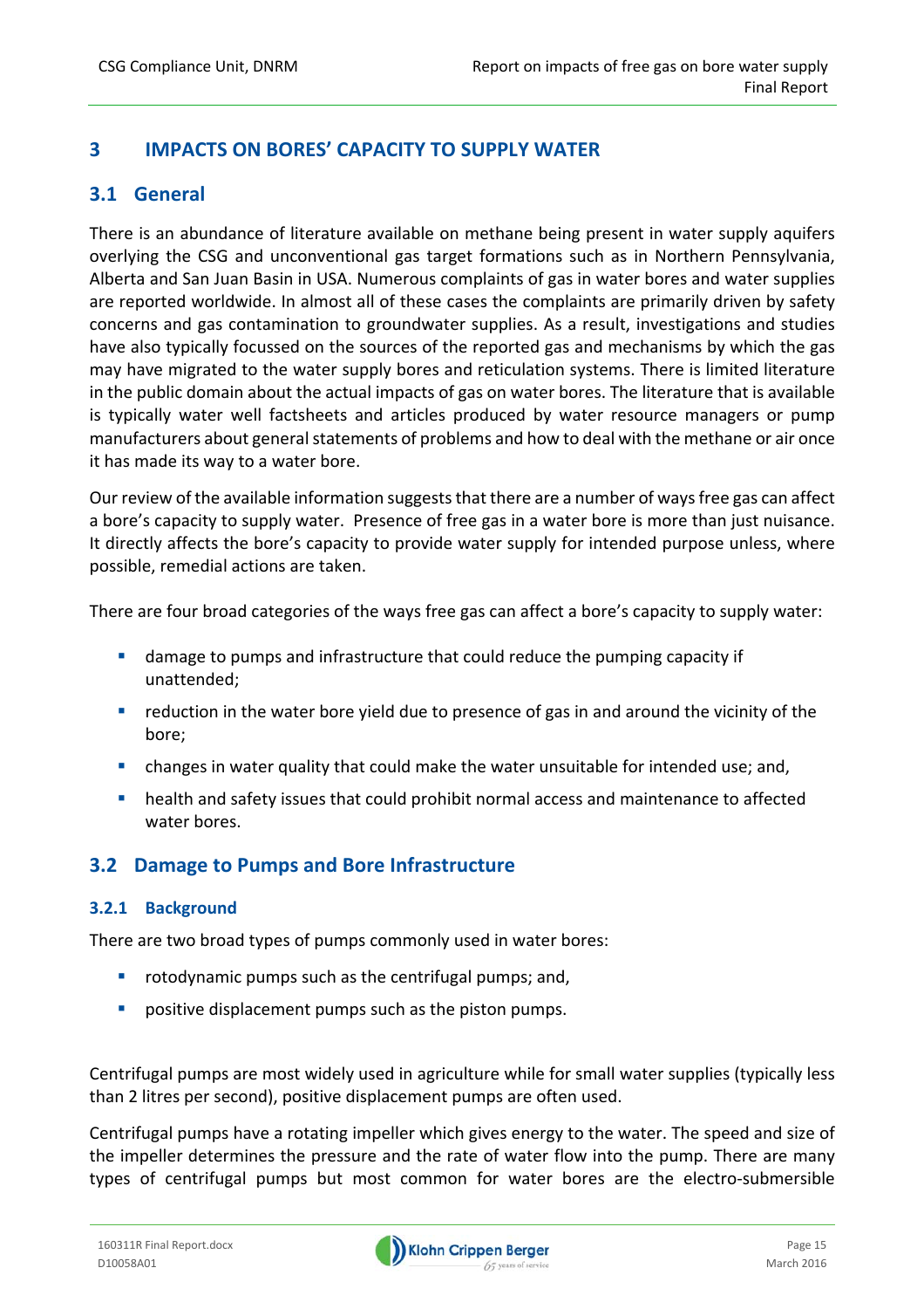# 3 IMPACTS ON BORES' CAPACITY TO SUPPLY WATER

## 3.1 General

There is an abundance of literature available on methane being present in water supply aquifers overlying the CSG and unconventional gas target formations such as in Northern Pennsylvania, Alberta and San Juan Basin in USA. Numerous complaints of gas in water bores and water supplies are reported worldwide. In almost all of these cases the complaints are primarily driven by safety concerns and gas contamination to groundwater supplies. As a result, investigations and studies have also typically focussed on the sources of the reported gas and mechanisms by which the gas may have migrated to the water supply bores and reticulation systems. There is limited literature in the public domain about the actual impacts of gas on water bores. The literature that is available is typically water well factsheets and articles produced by water resource managers or pump manufacturers about general statements of problems and how to deal with the methane or air once it has made its way to a water bore.

Our review of the available information suggests that there are a number of ways free gas can affect a bore's capacity to supply water. Presence of free gas in a water bore is more than just nuisance. It directly affects the bore's capacity to provide water supply for intended purpose unless, where possible, remedial actions are taken.

There are four broad categories of the ways free gas can affect a bore's capacity to supply water:

- damage to pumps and infrastructure that could reduce the pumping capacity if unattended;
- reduction in the water bore yield due to presence of gas in and around the vicinity of the bore;
- changes in water quality that could make the water unsuitable for intended use; and,
- health and safety issues that could prohibit normal access and maintenance to affected water bores.

## 3.2 Damage to Pumps and Bore Infrastructure

### 3.2.1 Background

There are two broad types of pumps commonly used in water bores:

- rotodynamic pumps such as the centrifugal pumps; and,
- positive displacement pumps such as the piston pumps.

Centrifugal pumps are most widely used in agriculture while for small water supplies (typically less than 2 litres per second), positive displacement pumps are often used.

Centrifugal pumps have a rotating impeller which gives energy to the water. The speed and size of the impeller determines the pressure and the rate of water flow into the pump. There are many types of centrifugal pumps but most common for water bores are the electro-submersible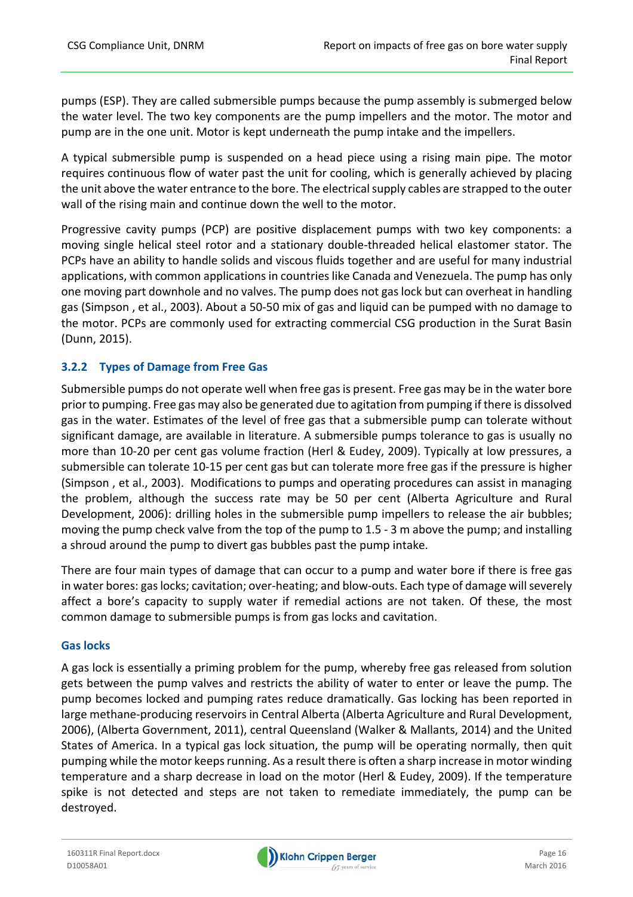pumps (ESP). They are called submersible pumps because the pump assembly is submerged below the water level. The two key components are the pump impellers and the motor. The motor and pump are in the one unit. Motor is kept underneath the pump intake and the impellers.

A typical submersible pump is suspended on a head piece using a rising main pipe. The motor requires continuous flow of water past the unit for cooling, which is generally achieved by placing the unit above the water entrance to the bore. The electrical supply cables are strapped to the outer wall of the rising main and continue down the well to the motor.

Progressive cavity pumps (PCP) are positive displacement pumps with two key components: a moving single helical steel rotor and a stationary double-threaded helical elastomer stator. The PCPs have an ability to handle solids and viscous fluids together and are useful for many industrial applications, with common applications in countries like Canada and Venezuela. The pump has only one moving part downhole and no valves. The pump does not gas lock but can overheat in handling gas (Simpson , et al., 2003). About a 50-50 mix of gas and liquid can be pumped with no damage to the motor. PCPs are commonly used for extracting commercial CSG production in the Surat Basin (Dunn, 2015).

### 3.2.2 Types of Damage from Free Gas

Submersible pumps do not operate well when free gas is present. Free gas may be in the water bore prior to pumping. Free gas may also be generated due to agitation from pumping if there is dissolved gas in the water. Estimates of the level of free gas that a submersible pump can tolerate without significant damage, are available in literature. A submersible pumps tolerance to gas is usually no more than 10-20 per cent gas volume fraction (Herl & Eudey, 2009). Typically at low pressures, a submersible can tolerate 10-15 per cent gas but can tolerate more free gas if the pressure is higher (Simpson , et al., 2003). Modifications to pumps and operating procedures can assist in managing the problem, although the success rate may be 50 per cent (Alberta Agriculture and Rural Development, 2006): drilling holes in the submersible pump impellers to release the air bubbles; moving the pump check valve from the top of the pump to 1.5 - 3 m above the pump; and installing a shroud around the pump to divert gas bubbles past the pump intake.

There are four main types of damage that can occur to a pump and water bore if there is free gas in water bores: gas locks; cavitation; over-heating; and blow-outs. Each type of damage will severely affect a bore's capacity to supply water if remedial actions are not taken. Of these, the most common damage to submersible pumps is from gas locks and cavitation.

#### Gas locks

A gas lock is essentially a priming problem for the pump, whereby free gas released from solution gets between the pump valves and restricts the ability of water to enter or leave the pump. The pump becomes locked and pumping rates reduce dramatically. Gas locking has been reported in large methane-producing reservoirs in Central Alberta (Alberta Agriculture and Rural Development, 2006), (Alberta Government, 2011), central Queensland (Walker & Mallants, 2014) and the United States of America. In a typical gas lock situation, the pump will be operating normally, then quit pumping while the motor keeps running. As a result there is often a sharp increase in motor winding temperature and a sharp decrease in load on the motor (Herl & Eudey, 2009). If the temperature spike is not detected and steps are not taken to remediate immediately, the pump can be destroyed.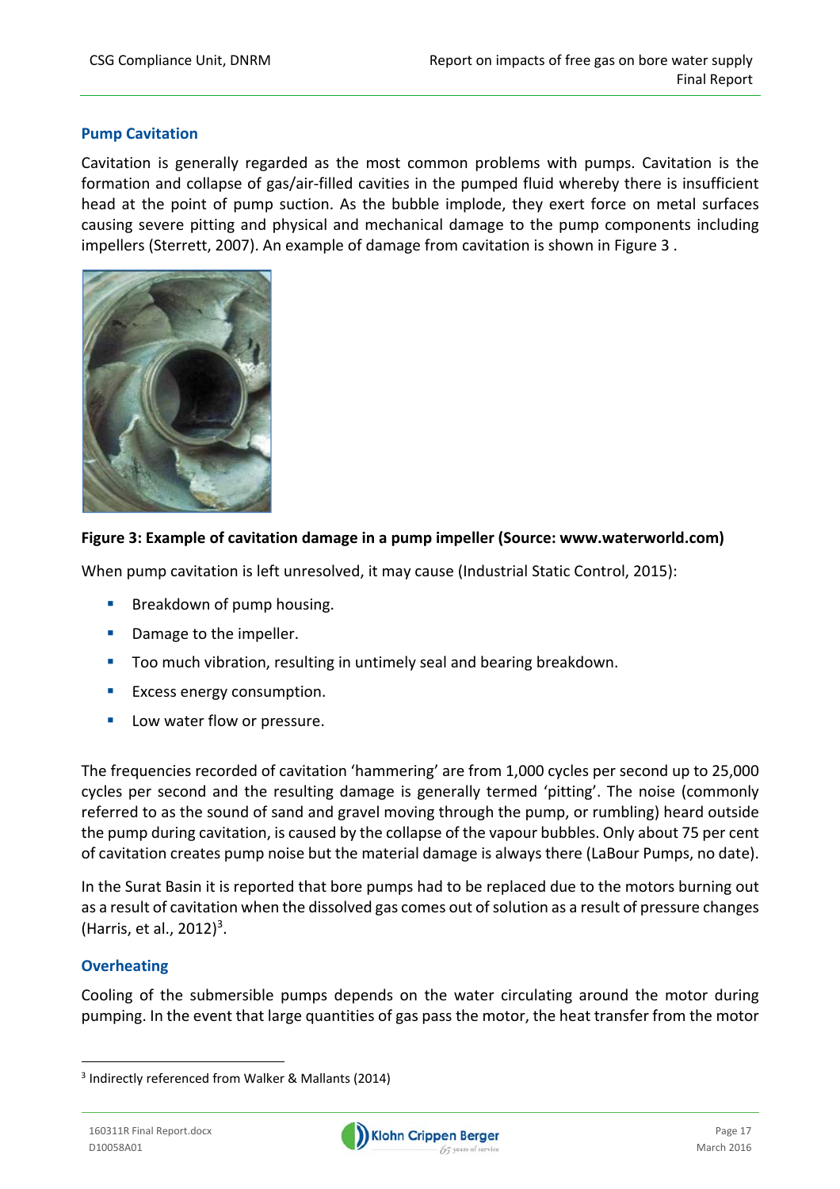### Pump Cavitation

Cavitation is generally regarded as the most common problems with pumps. Cavitation is the formation and collapse of gas/air-filled cavities in the pumped fluid whereby there is insufficient head at the point of pump suction. As the bubble implode, they exert force on metal surfaces causing severe pitting and physical and mechanical damage to the pump components including impellers (Sterrett, 2007). An example of damage from cavitation is shown in Figure 3 .

**Figure 3: Example of cavitation damage in a pump impeller (Source: www.waterworld.com)**

When pump cavitation is left unresolved, it may cause (Industrial Static Control, 2015):

- Breakdown of pump housing.
- Damage to the impeller.
- Too much vibration, resulting in untimely seal and bearing breakdown.
- Excess energy consumption.
- Low water flow or pressure.

The frequencies recorded of cavitation 'hammering' are from 1,000 cycles per second up to 25,000 cycles per second and the resulting damage is generally termed 'pitting'. The noise (commonly referred to as the sound of sand and gravel moving through the pump, or rumbling) heard outside the pump during cavitation, is caused by the collapse of the vapour bubbles. Only about 75 per cent of cavitation creates pump noise but the material damage is always there (LaBour Pumps, no date).

In the Surat Basin it is reported that bore pumps had to be replaced due to the motors burning out as a result of cavitation when the dissolved gas comes out of solution as a result of pressure changes (Harris, et al., 2012)[3].

### Overheating

Cooling of the submersible pumps depends on the water circulating around the motor during pumping. In the event that large quantities of gas pass the motor, the heat transfer from the motor

---

[3] Indirectly referenced from Walker & Mallants (2014)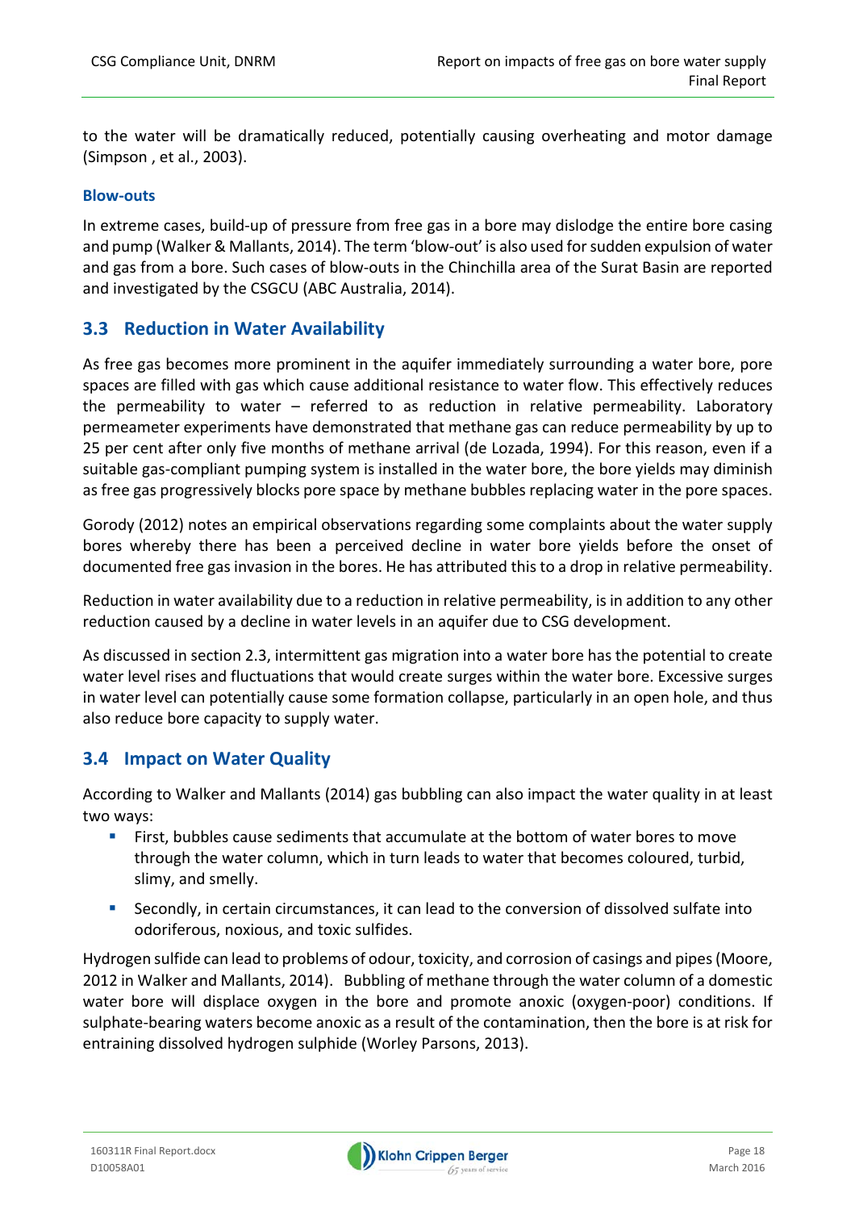to the water will be dramatically reduced, potentially causing overheating and motor damage (Simpson , et al., 2003).

### Blow-outs

In extreme cases, build-up of pressure from free gas in a bore may dislodge the entire bore casing and pump (Walker & Mallants, 2014). The term 'blow-out' is also used for sudden expulsion of water and gas from a bore. Such cases of blow-outs in the Chinchilla area of the Surat Basin are reported and investigated by the CSGCU (ABC Australia, 2014).

## 3.3 Reduction in Water Availability

As free gas becomes more prominent in the aquifer immediately surrounding a water bore, pore spaces are filled with gas which cause additional resistance to water flow. This effectively reduces the permeability to water – referred to as reduction in relative permeability. Laboratory permeameter experiments have demonstrated that methane gas can reduce permeability by up to 25 per cent after only five months of methane arrival (de Lozada, 1994). For this reason, even if a suitable gas-compliant pumping system is installed in the water bore, the bore yields may diminish as free gas progressively blocks pore space by methane bubbles replacing water in the pore spaces.

Gorody (2012) notes an empirical observations regarding some complaints about the water supply bores whereby there has been a perceived decline in water bore yields before the onset of documented free gas invasion in the bores. He has attributed this to a drop in relative permeability.

Reduction in water availability due to a reduction in relative permeability, is in addition to any other reduction caused by a decline in water levels in an aquifer due to CSG development.

As discussed in section 2.3, intermittent gas migration into a water bore has the potential to create water level rises and fluctuations that would create surges within the water bore. Excessive surges in water level can potentially cause some formation collapse, particularly in an open hole, and thus also reduce bore capacity to supply water.

## 3.4 Impact on Water Quality

According to Walker and Mallants (2014) gas bubbling can also impact the water quality in at least two ways:

- First, bubbles cause sediments that accumulate at the bottom of water bores to move through the water column, which in turn leads to water that becomes coloured, turbid, slimy, and smelly.
- Secondly, in certain circumstances, it can lead to the conversion of dissolved sulfate into odoriferous, noxious, and toxic sulfides.

Hydrogen sulfide can lead to problems of odour, toxicity, and corrosion of casings and pipes (Moore, 2012 in Walker and Mallants, 2014). Bubbling of methane through the water column of a domestic water bore will displace oxygen in the bore and promote anoxic (oxygen-poor) conditions. If sulphate-bearing waters become anoxic as a result of the contamination, then the bore is at risk for entraining dissolved hydrogen sulphide (Worley Parsons, 2013).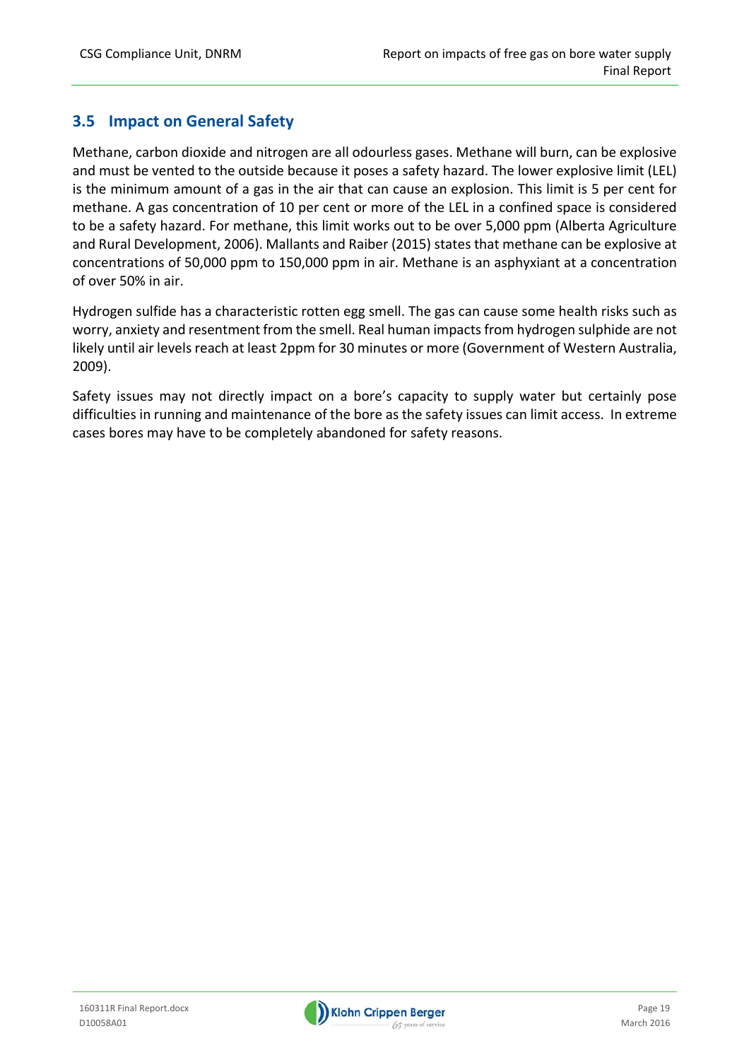## 3.5 Impact on General Safety

Methane, carbon dioxide and nitrogen are all odourless gases. Methane will burn, can be explosive and must be vented to the outside because it poses a safety hazard. The lower explosive limit (LEL) is the minimum amount of a gas in the air that can cause an explosion. This limit is 5 per cent for methane. A gas concentration of 10 per cent or more of the LEL in a confined space is considered to be a safety hazard. For methane, this limit works out to be over 5,000 ppm (Alberta Agriculture and Rural Development, 2006). Mallants and Raiber (2015) states that methane can be explosive at concentrations of 50,000 ppm to 150,000 ppm in air. Methane is an asphyxiant at a concentration of over 50% in air.

Hydrogen sulfide has a characteristic rotten egg smell. The gas can cause some health risks such as worry, anxiety and resentment from the smell. Real human impacts from hydrogen sulphide are not likely until air levels reach at least 2ppm for 30 minutes or more (Government of Western Australia, 2009).

Safety issues may not directly impact on a bore's capacity to supply water but certainly pose difficulties in running and maintenance of the bore as the safety issues can limit access. In extreme cases bores may have to be completely abandoned for safety reasons.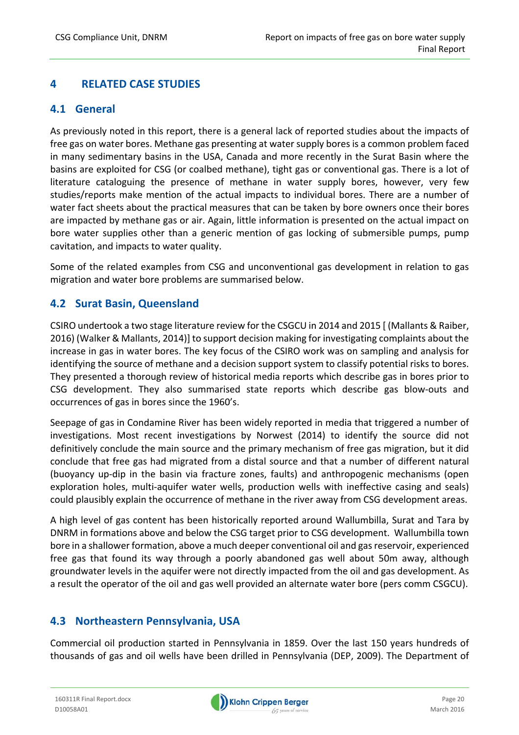# 4 RELATED CASE STUDIES

## 4.1 General

As previously noted in this report, there is a general lack of reported studies about the impacts of free gas on water bores. Methane gas presenting at water supply bores is a common problem faced in many sedimentary basins in the USA, Canada and more recently in the Surat Basin where the basins are exploited for CSG (or coalbed methane), tight gas or conventional gas. There is a lot of literature cataloguing the presence of methane in water supply bores, however, very few studies/reports make mention of the actual impacts to individual bores. There are a number of water fact sheets about the practical measures that can be taken by bore owners once their bores are impacted by methane gas or air. Again, little information is presented on the actual impact on bore water supplies other than a generic mention of gas locking of submersible pumps, pump cavitation, and impacts to water quality.

Some of the related examples from CSG and unconventional gas development in relation to gas migration and water bore problems are summarised below.

## 4.2 Surat Basin, Queensland

CSIRO undertook a two stage literature review for the CSGCU in 2014 and 2015 [ (Mallants & Raiber, 2016) (Walker & Mallants, 2014)] to support decision making for investigating complaints about the increase in gas in water bores. The key focus of the CSIRO work was on sampling and analysis for identifying the source of methane and a decision support system to classify potential risks to bores. They presented a thorough review of historical media reports which describe gas in bores prior to CSG development. They also summarised state reports which describe gas blow-outs and occurrences of gas in bores since the 1960's.

Seepage of gas in Condamine River has been widely reported in media that triggered a number of investigations. Most recent investigations by Norwest (2014) to identify the source did not definitively conclude the main source and the primary mechanism of free gas migration, but it did conclude that free gas had migrated from a distal source and that a number of different natural (buoyancy up-dip in the basin via fracture zones, faults) and anthropogenic mechanisms (open exploration holes, multi-aquifer water wells, production wells with ineffective casing and seals) could plausibly explain the occurrence of methane in the river away from CSG development areas.

A high level of gas content has been historically reported around Wallumbilla, Surat and Tara by DNRM in formations above and below the CSG target prior to CSG development. Wallumbilla town bore in a shallower formation, above a much deeper conventional oil and gas reservoir, experienced free gas that found its way through a poorly abandoned gas well about 50m away, although groundwater levels in the aquifer were not directly impacted from the oil and gas development. As a result the operator of the oil and gas well provided an alternate water bore (pers comm CSGCU).

## 4.3 Northeastern Pennsylvania, USA

Commercial oil production started in Pennsylvania in 1859. Over the last 150 years hundreds of thousands of gas and oil wells have been drilled in Pennsylvania (DEP, 2009). The Department of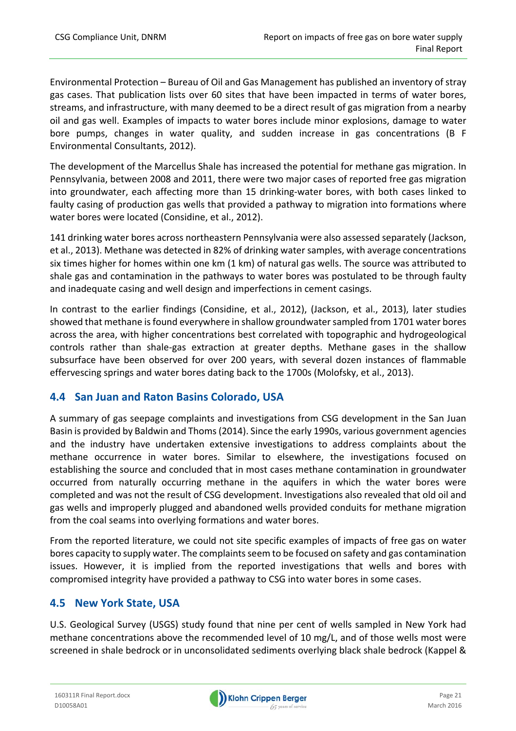Environmental Protection – Bureau of Oil and Gas Management has published an inventory of stray gas cases. That publication lists over 60 sites that have been impacted in terms of water bores, streams, and infrastructure, with many deemed to be a direct result of gas migration from a nearby oil and gas well. Examples of impacts to water bores include minor explosions, damage to water bore pumps, changes in water quality, and sudden increase in gas concentrations (B F Environmental Consultants, 2012).

The development of the Marcellus Shale has increased the potential for methane gas migration. In Pennsylvania, between 2008 and 2011, there were two major cases of reported free gas migration into groundwater, each affecting more than 15 drinking-water bores, with both cases linked to faulty casing of production gas wells that provided a pathway to migration into formations where water bores were located (Considine, et al., 2012).

141 drinking water bores across northeastern Pennsylvania were also assessed separately (Jackson, et al., 2013). Methane was detected in 82% of drinking water samples, with average concentrations six times higher for homes within one km (1 km) of natural gas wells. The source was attributed to shale gas and contamination in the pathways to water bores was postulated to be through faulty and inadequate casing and well design and imperfections in cement casings.

In contrast to the earlier findings (Considine, et al., 2012), (Jackson, et al., 2013), later studies showed that methane is found everywhere in shallow groundwater sampled from 1701 water bores across the area, with higher concentrations best correlated with topographic and hydrogeological controls rather than shale-gas extraction at greater depths. Methane gases in the shallow subsurface have been observed for over 200 years, with several dozen instances of flammable effervescing springs and water bores dating back to the 1700s (Molofsky, et al., 2013).

## 4.4 San Juan and Raton Basins Colorado, USA

A summary of gas seepage complaints and investigations from CSG development in the San Juan Basin is provided by Baldwin and Thoms (2014). Since the early 1990s, various government agencies and the industry have undertaken extensive investigations to address complaints about the methane occurrence in water bores. Similar to elsewhere, the investigations focused on establishing the source and concluded that in most cases methane contamination in groundwater occurred from naturally occurring methane in the aquifers in which the water bores were completed and was not the result of CSG development. Investigations also revealed that old oil and gas wells and improperly plugged and abandoned wells provided conduits for methane migration from the coal seams into overlying formations and water bores.

From the reported literature, we could not site specific examples of impacts of free gas on water bores capacity to supply water. The complaints seem to be focused on safety and gas contamination issues. However, it is implied from the reported investigations that wells and bores with compromised integrity have provided a pathway to CSG into water bores in some cases.

## 4.5 New York State, USA

U.S. Geological Survey (USGS) study found that nine per cent of wells sampled in New York had methane concentrations above the recommended level of 10 mg/L, and of those wells most were screened in shale bedrock or in unconsolidated sediments overlying black shale bedrock (Kappel &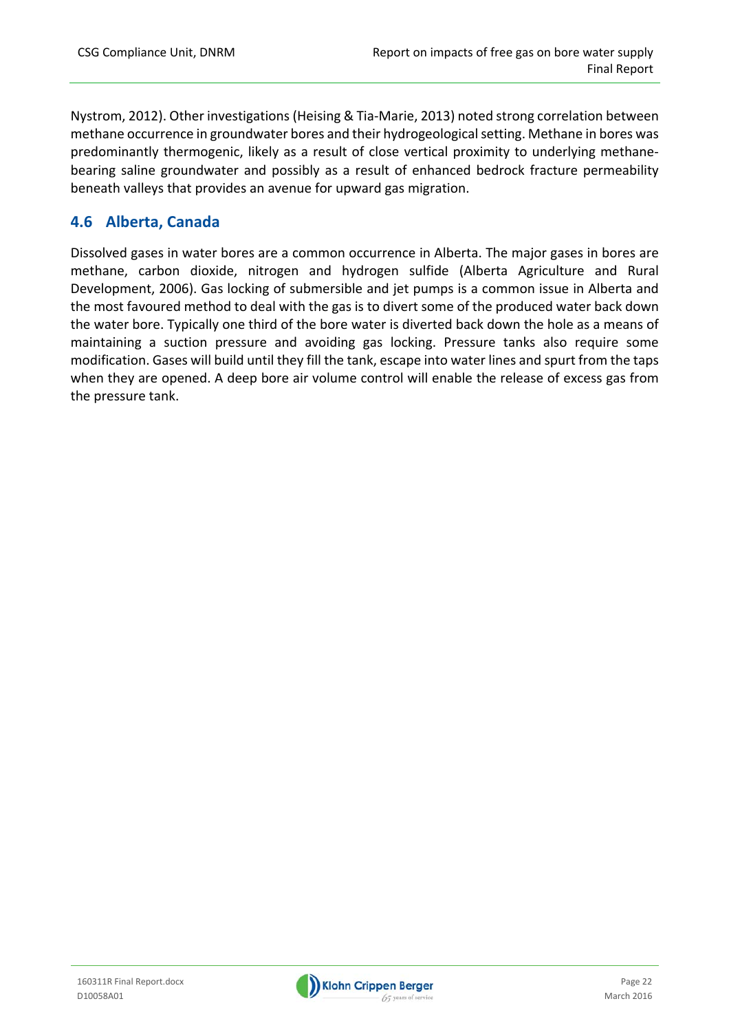Nystrom, 2012). Other investigations (Heising & Tia-Marie, 2013) noted strong correlation between methane occurrence in groundwater bores and their hydrogeological setting. Methane in bores was predominantly thermogenic, likely as a result of close vertical proximity to underlying methane-bearing saline groundwater and possibly as a result of enhanced bedrock fracture permeability beneath valleys that provides an avenue for upward gas migration.

## 4.6 Alberta, Canada

Dissolved gases in water bores are a common occurrence in Alberta. The major gases in bores are methane, carbon dioxide, nitrogen and hydrogen sulfide (Alberta Agriculture and Rural Development, 2006). Gas locking of submersible and jet pumps is a common issue in Alberta and the most favoured method to deal with the gas is to divert some of the produced water back down the water bore. Typically one third of the bore water is diverted back down the hole as a means of maintaining a suction pressure and avoiding gas locking. Pressure tanks also require some modification. Gases will build until they fill the tank, escape into water lines and spurt from the taps when they are opened. A deep bore air volume control will enable the release of excess gas from the pressure tank.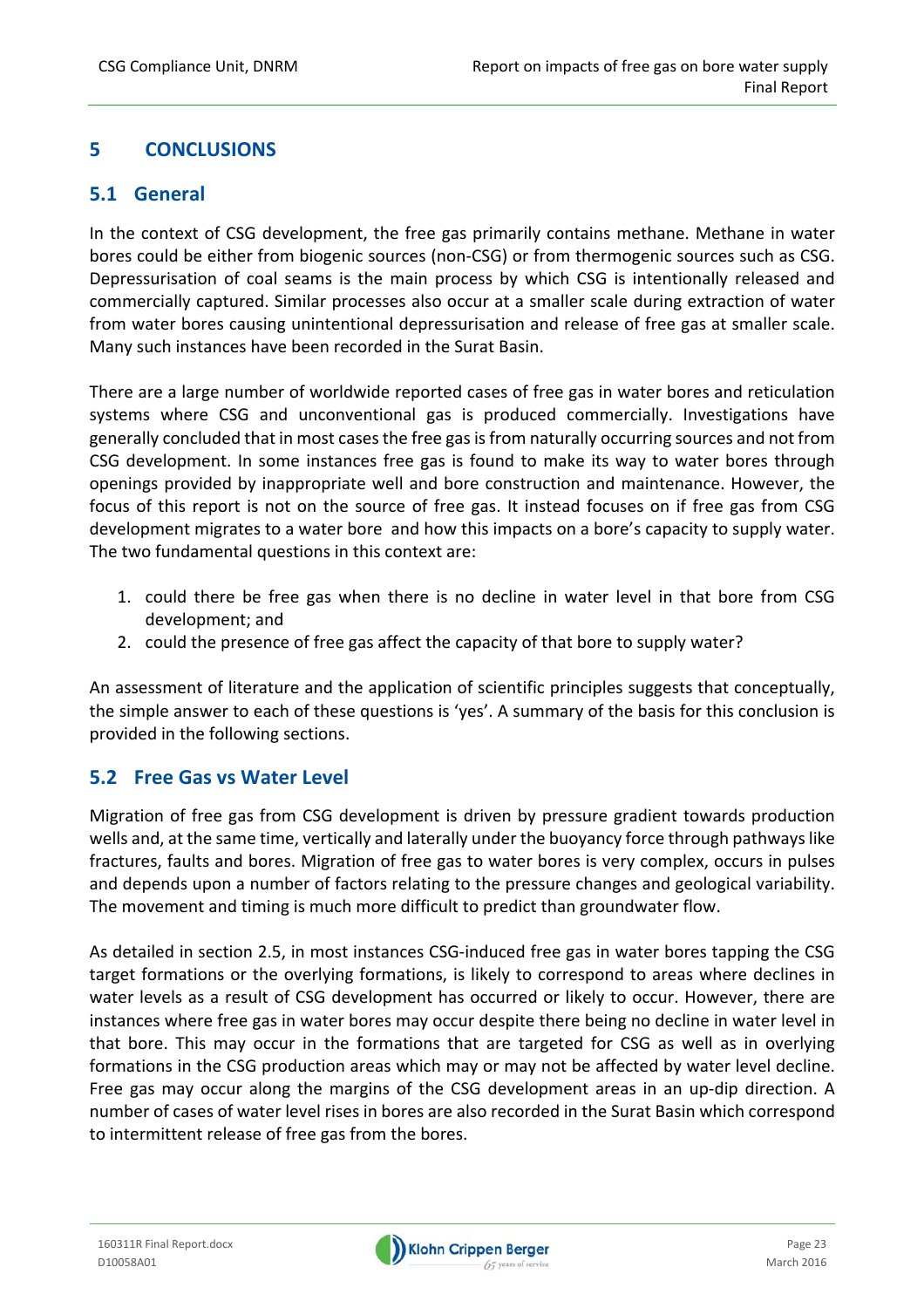# 5 CONCLUSIONS

## 5.1 General

In the context of CSG development, the free gas primarily contains methane. Methane in water bores could be either from biogenic sources (non-CSG) or from thermogenic sources such as CSG. Depressurisation of coal seams is the main process by which CSG is intentionally released and commercially captured. Similar processes also occur at a smaller scale during extraction of water from water bores causing unintentional depressurisation and release of free gas at smaller scale. Many such instances have been recorded in the Surat Basin.

There are a large number of worldwide reported cases of free gas in water bores and reticulation systems where CSG and unconventional gas is produced commercially. Investigations have generally concluded that in most cases the free gas is from naturally occurring sources and not from CSG development. In some instances free gas is found to make its way to water bores through openings provided by inappropriate well and bore construction and maintenance. However, the focus of this report is not on the source of free gas. It instead focuses on if free gas from CSG development migrates to a water bore and how this impacts on a bore's capacity to supply water. The two fundamental questions in this context are:

1. could there be free gas when there is no decline in water level in that bore from CSG development; and
2. could the presence of free gas affect the capacity of that bore to supply water?

An assessment of literature and the application of scientific principles suggests that conceptually, the simple answer to each of these questions is 'yes'. A summary of the basis for this conclusion is provided in the following sections.

## 5.2 Free Gas vs Water Level

Migration of free gas from CSG development is driven by pressure gradient towards production wells and, at the same time, vertically and laterally under the buoyancy force through pathways like fractures, faults and bores. Migration of free gas to water bores is very complex, occurs in pulses and depends upon a number of factors relating to the pressure changes and geological variability. The movement and timing is much more difficult to predict than groundwater flow.

As detailed in section 2.5, in most instances CSG-induced free gas in water bores tapping the CSG target formations or the overlying formations, is likely to correspond to areas where declines in water levels as a result of CSG development has occurred or likely to occur. However, there are instances where free gas in water bores may occur despite there being no decline in water level in that bore. This may occur in the formations that are targeted for CSG as well as in overlying formations in the CSG production areas which may or may not be affected by water level decline. Free gas may occur along the margins of the CSG development areas in an up-dip direction. A number of cases of water level rises in bores are also recorded in the Surat Basin which correspond to intermittent release of free gas from the bores.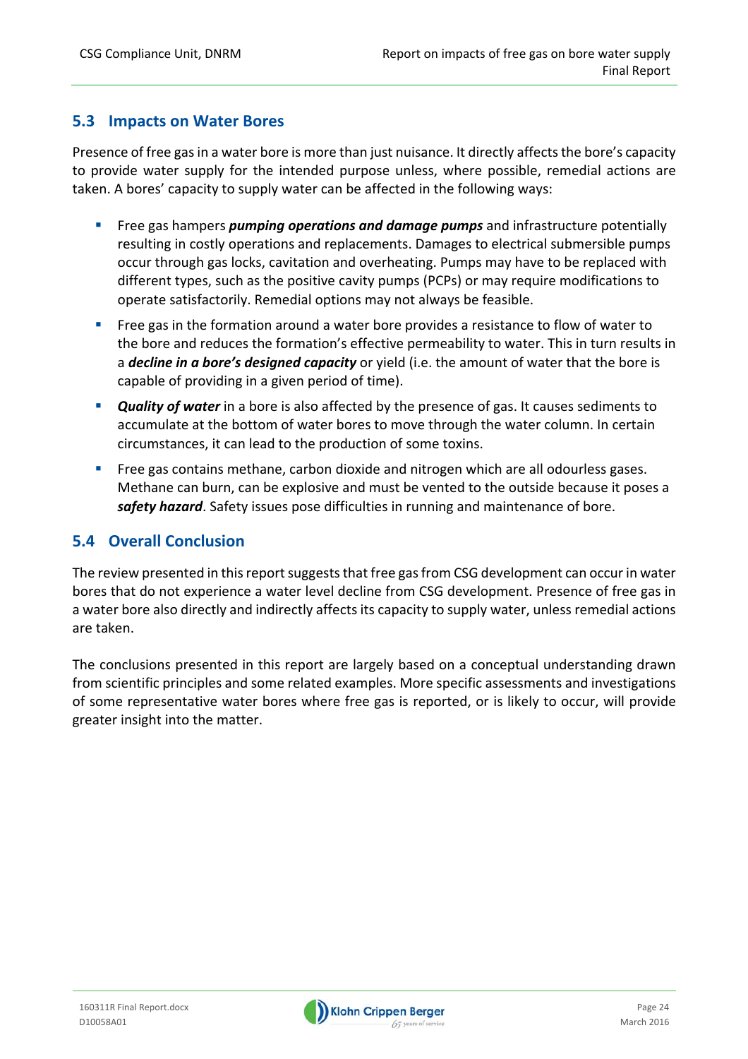## 5.3 Impacts on Water Bores

Presence of free gas in a water bore is more than just nuisance. It directly affects the bore's capacity to provide water supply for the intended purpose unless, where possible, remedial actions are taken. A bores' capacity to supply water can be affected in the following ways:

- Free gas hampers ***pumping operations and damage pumps*** and infrastructure potentially resulting in costly operations and replacements. Damages to electrical submersible pumps occur through gas locks, cavitation and overheating. Pumps may have to be replaced with different types, such as the positive cavity pumps (PCPs) or may require modifications to operate satisfactorily. Remedial options may not always be feasible.
- Free gas in the formation around a water bore provides a resistance to flow of water to the bore and reduces the formation's effective permeability to water. This in turn results in a ***decline in a bore's designed capacity*** or yield (i.e. the amount of water that the bore is capable of providing in a given period of time).
- ***Quality of water*** in a bore is also affected by the presence of gas. It causes sediments to accumulate at the bottom of water bores to move through the water column. In certain circumstances, it can lead to the production of some toxins.
- Free gas contains methane, carbon dioxide and nitrogen which are all odourless gases. Methane can burn, can be explosive and must be vented to the outside because it poses a ***safety hazard***. Safety issues pose difficulties in running and maintenance of bore.

## 5.4 Overall Conclusion

The review presented in this report suggests that free gas from CSG development can occur in water bores that do not experience a water level decline from CSG development. Presence of free gas in a water bore also directly and indirectly affects its capacity to supply water, unless remedial actions are taken.

The conclusions presented in this report are largely based on a conceptual understanding drawn from scientific principles and some related examples. More specific assessments and investigations of some representative water bores where free gas is reported, or is likely to occur, will provide greater insight into the matter.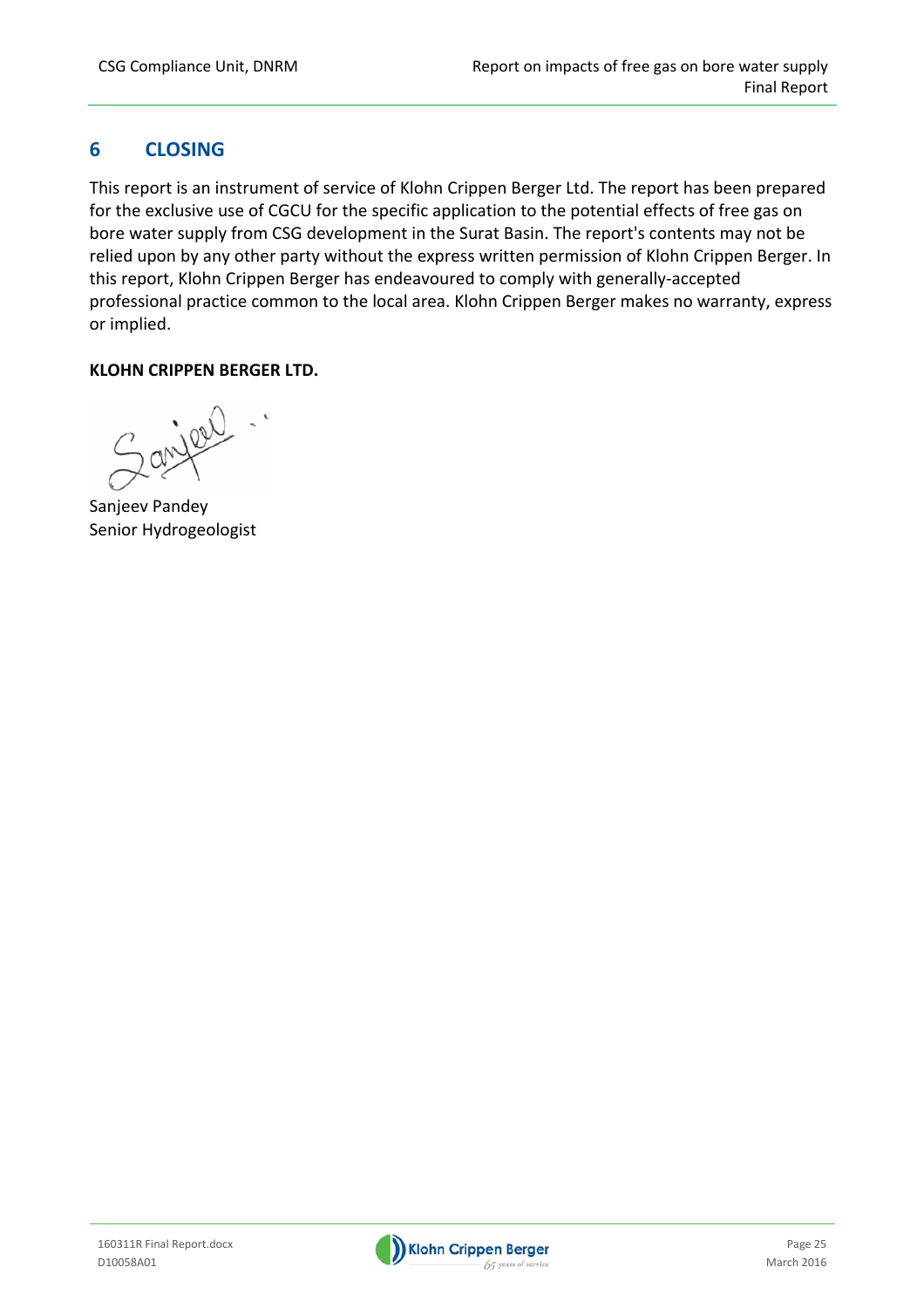# 6 CLOSING

This report is an instrument of service of Klohn Crippen Berger Ltd. The report has been prepared for the exclusive use of CGCU for the specific application to the potential effects of free gas on bore water supply from CSG development in the Surat Basin. The report's contents may not be relied upon by any other party without the express written permission of Klohn Crippen Berger. In this report, Klohn Crippen Berger has endeavoured to comply with generally-accepted professional practice common to the local area. Klohn Crippen Berger makes no warranty, express or implied.

**KLOHN CRIPPEN BERGER LTD.**

Sanjeev Pandey
Senior Hydrogeologist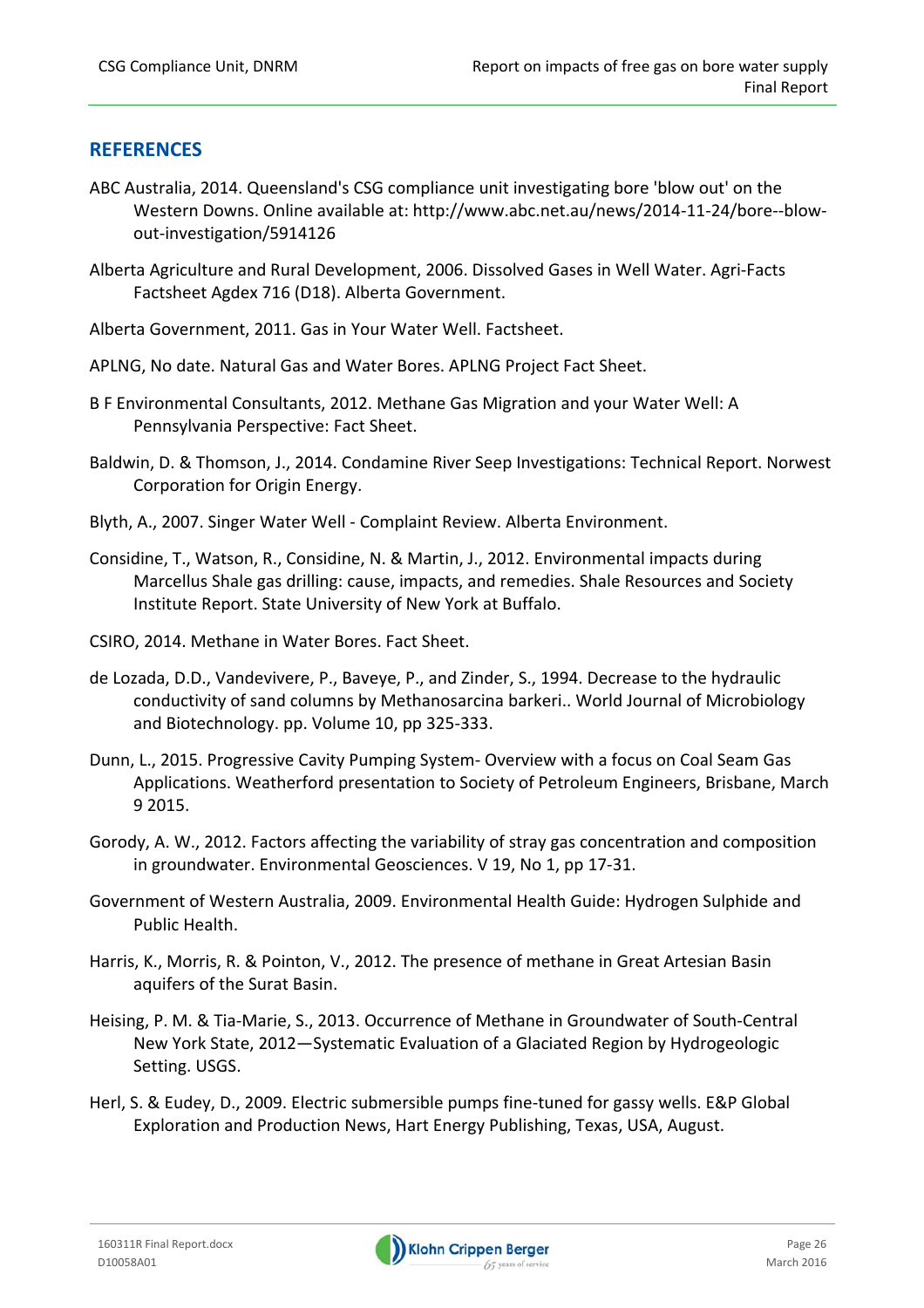## REFERENCES

ABC Australia, 2014. Queensland's CSG compliance unit investigating bore 'blow out' on the Western Downs. Online available at: http://www.abc.net.au/news/2014-11-24/bore--blow-out-investigation/5914126

Alberta Agriculture and Rural Development, 2006. Dissolved Gases in Well Water. Agri-Facts Factsheet Agdex 716 (D18). Alberta Government.

Alberta Government, 2011. Gas in Your Water Well. Factsheet.

APLNG, No date. Natural Gas and Water Bores. APLNG Project Fact Sheet.

B F Environmental Consultants, 2012. Methane Gas Migration and your Water Well: A Pennsylvania Perspective: Fact Sheet.

Baldwin, D. & Thomson, J., 2014. Condamine River Seep Investigations: Technical Report. Norwest Corporation for Origin Energy.

Blyth, A., 2007. Singer Water Well - Complaint Review. Alberta Environment.

Considine, T., Watson, R., Considine, N. & Martin, J., 2012. Environmental impacts during Marcellus Shale gas drilling: cause, impacts, and remedies. Shale Resources and Society Institute Report. State University of New York at Buffalo.

CSIRO, 2014. Methane in Water Bores. Fact Sheet.

de Lozada, D.D., Vandevivere, P., Baveye, P., and Zinder, S., 1994. Decrease to the hydraulic conductivity of sand columns by Methanosarcina barkeri.. World Journal of Microbiology and Biotechnology. pp. Volume 10, pp 325-333.

Dunn, L., 2015. Progressive Cavity Pumping System- Overview with a focus on Coal Seam Gas Applications. Weatherford presentation to Society of Petroleum Engineers, Brisbane, March 9 2015.

Gorody, A. W., 2012. Factors affecting the variability of stray gas concentration and composition in groundwater. Environmental Geosciences. V 19, No 1, pp 17-31.

Government of Western Australia, 2009. Environmental Health Guide: Hydrogen Sulphide and Public Health.

Harris, K., Morris, R. & Pointon, V., 2012. The presence of methane in Great Artesian Basin aquifers of the Surat Basin.

Heising, P. M. & Tia-Marie, S., 2013. Occurrence of Methane in Groundwater of South-Central New York State, 2012—Systematic Evaluation of a Glaciated Region by Hydrogeologic Setting. USGS.

Herl, S. & Eudey, D., 2009. Electric submersible pumps fine-tuned for gassy wells. E&P Global Exploration and Production News, Hart Energy Publishing, Texas, USA, August.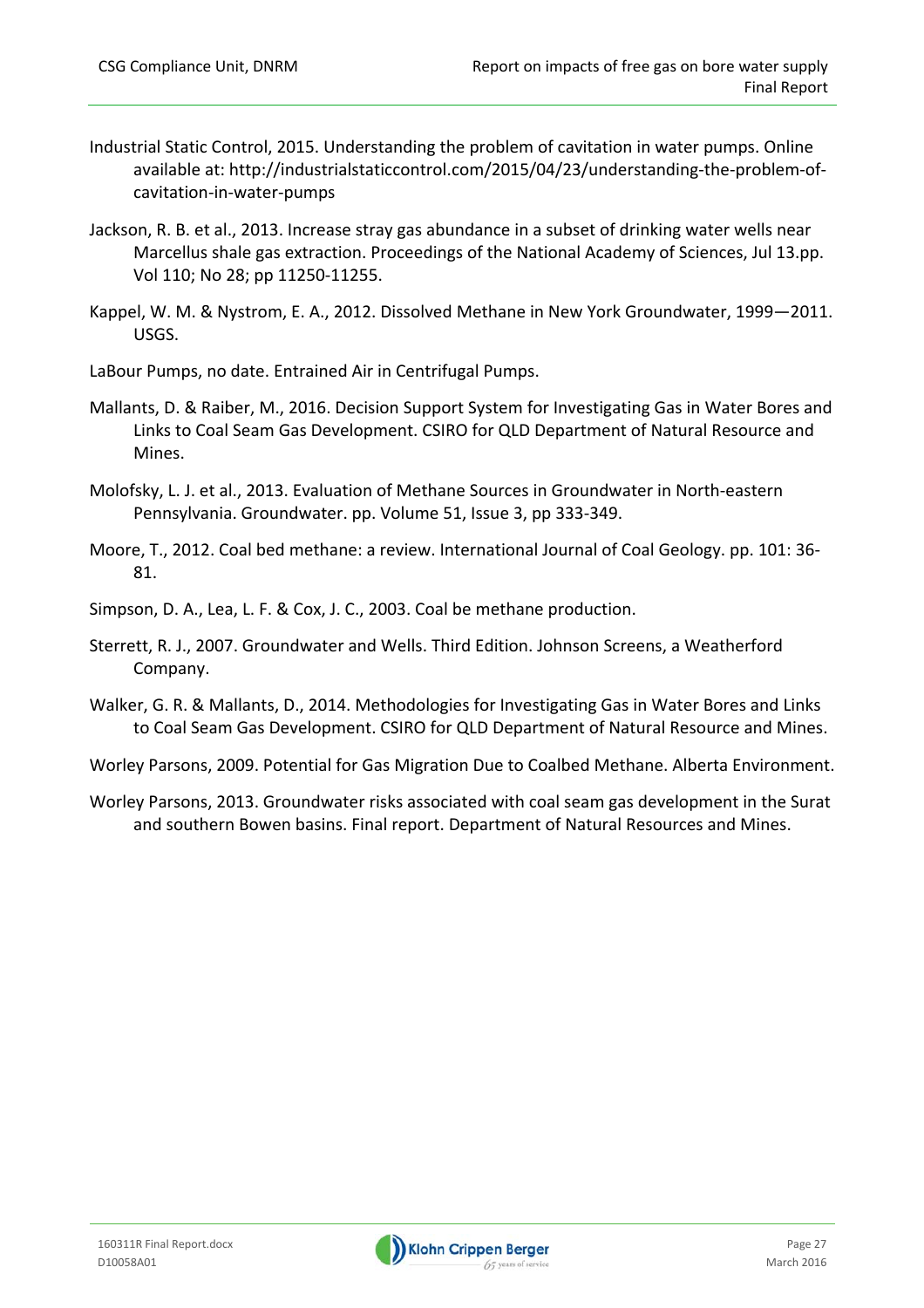Industrial Static Control, 2015. Understanding the problem of cavitation in water pumps. Online available at: http://industrialstaticcontrol.com/2015/04/23/understanding-the-problem-of-cavitation-in-water-pumps

Jackson, R. B. et al., 2013. Increase stray gas abundance in a subset of drinking water wells near Marcellus shale gas extraction. Proceedings of the National Academy of Sciences, Jul 13.pp. Vol 110; No 28; pp 11250-11255.

Kappel, W. M. & Nystrom, E. A., 2012. Dissolved Methane in New York Groundwater, 1999—2011. USGS.

LaBour Pumps, no date. Entrained Air in Centrifugal Pumps.

Mallants, D. & Raiber, M., 2016. Decision Support System for Investigating Gas in Water Bores and Links to Coal Seam Gas Development. CSIRO for QLD Department of Natural Resource and Mines.

Molofsky, L. J. et al., 2013. Evaluation of Methane Sources in Groundwater in North-eastern Pennsylvania. Groundwater. pp. Volume 51, Issue 3, pp 333-349.

Moore, T., 2012. Coal bed methane: a review. International Journal of Coal Geology. pp. 101: 36-81.

Simpson, D. A., Lea, L. F. & Cox, J. C., 2003. Coal be methane production.

Sterrett, R. J., 2007. Groundwater and Wells. Third Edition. Johnson Screens, a Weatherford Company.

Walker, G. R. & Mallants, D., 2014. Methodologies for Investigating Gas in Water Bores and Links to Coal Seam Gas Development. CSIRO for QLD Department of Natural Resource and Mines.

Worley Parsons, 2009. Potential for Gas Migration Due to Coalbed Methane. Alberta Environment.

Worley Parsons, 2013. Groundwater risks associated with coal seam gas development in the Surat and southern Bowen basins. Final report. Department of Natural Resources and Mines.